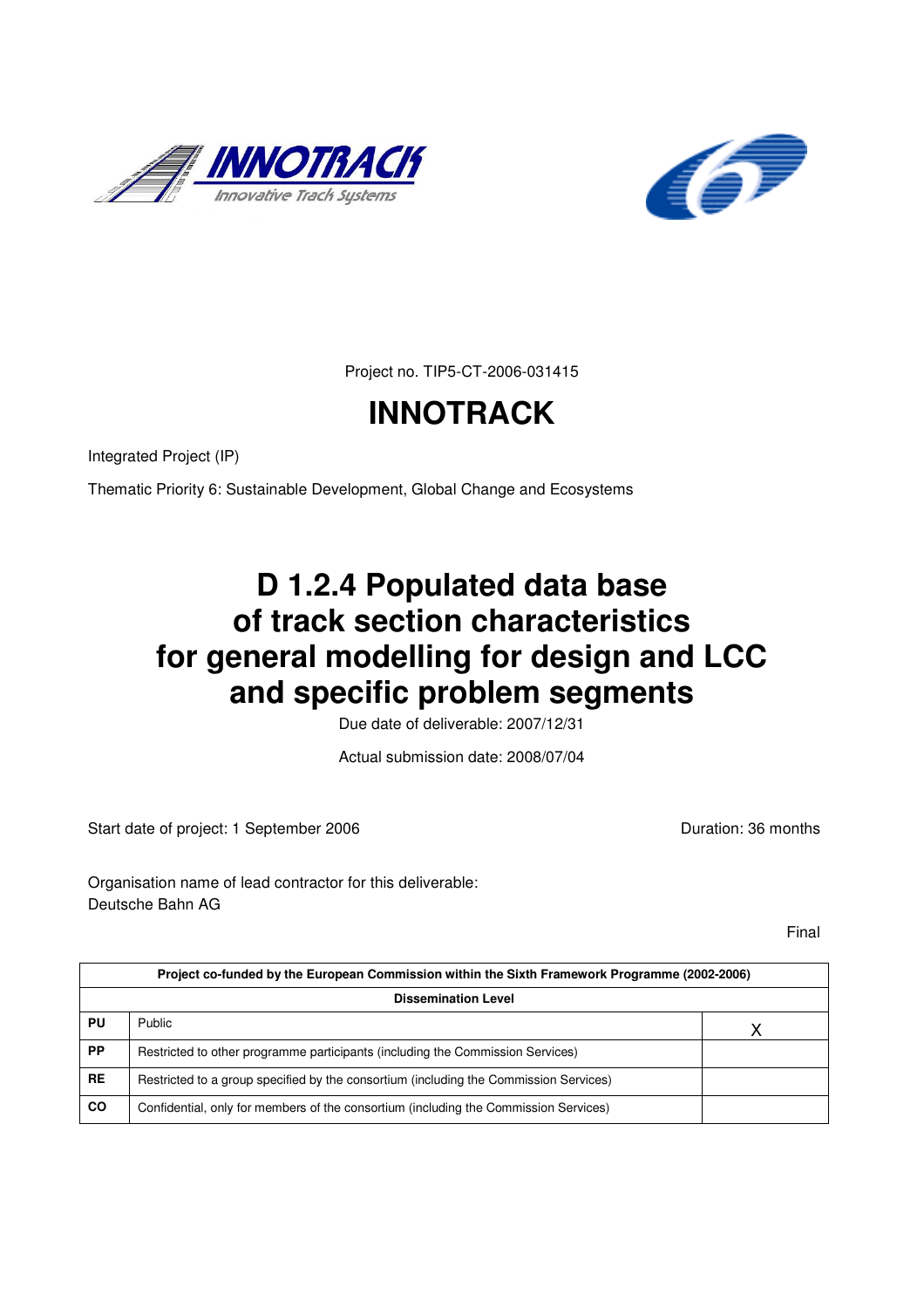Project no. TIP5-CT-2006-031415

# INNOTRACK

Integrated Project (IP)

Thematic Priority 6: Sustainable Development, Global Change and Ecosystems

# D 1.2.4 Populated data base of track section characteristics for general modelling for design and LCC and specific problem segments

Due date of deliverable: 2007/12/31

Actual submission date: 2008/07/04

Start date of project: 1 September 2006

Duration: 36 months

Organisation name of lead contractor for this deliverable:
Deutsche Bahn AG

Final

| Project co-funded by the European Commission within the Sixth Framework Programme (2002-2006) | | |
|---|---|---|
| **Dissemination Level** | | |
| **PU** | Public | X |
| **PP** | Restricted to other programme participants (including the Commission Services) | |
| **RE** | Restricted to a group specified by the consortium (including the Commission Services) | |
| **CO** | Confidential, only for members of the consortium (including the Commission Services) | |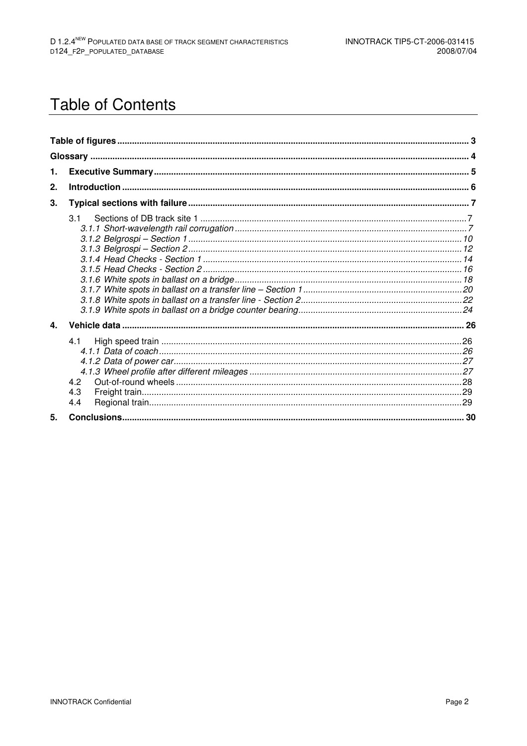# Table of Contents

**Table of figures** ..... 3

**Glossary** ..... 4

**1. Executive Summary** ..... 5

**2. Introduction** ..... 6

**3. Typical sections with failure** ..... 7

- 3.1 Sections of DB track site 1 ..... 7
  - *3.1.1 Short-wavelength rail corrugation* ..... 7
  - *3.1.2 Belgrospi – Section 1* ..... 10
  - *3.1.3 Belgrospi – Section 2* ..... 12
  - *3.1.4 Head Checks - Section 1* ..... 14
  - *3.1.5 Head Checks - Section 2* ..... 16
  - *3.1.6 White spots in ballast on a bridge* ..... 18
  - *3.1.7 White spots in ballast on a transfer line – Section 1* ..... 20
  - *3.1.8 White spots in ballast on a transfer line - Section 2* ..... 22
  - *3.1.9 White spots in ballast on a bridge counter bearing* ..... 24

**4. Vehicle data** ..... 26

- 4.1 High speed train ..... 26
  - *4.1.1 Data of coach* ..... 26
  - *4.1.2 Data of power car* ..... 27
  - *4.1.3 Wheel profile after different mileages* ..... 27
- 4.2 Out-of-round wheels ..... 28
- 4.3 Freight train ..... 29
- 4.4 Regional train ..... 29

**5. Conclusions** ..... 30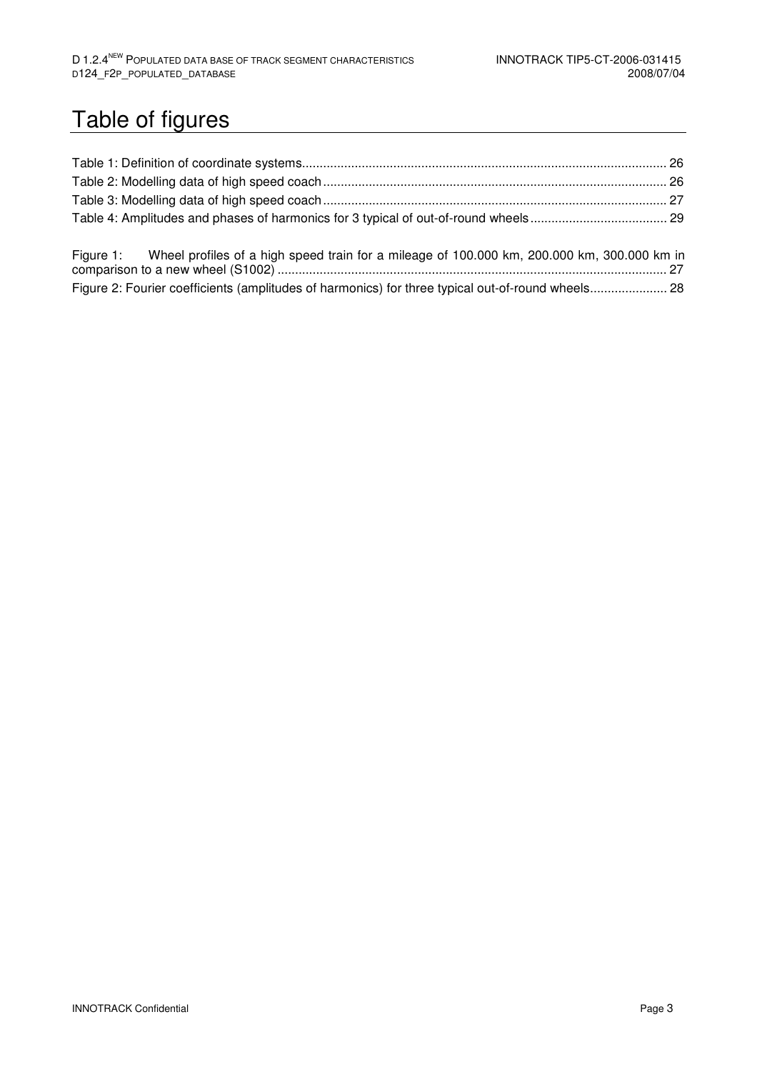# Table of figures

Table 1: Definition of coordinate systems....................................................................................................... 26

Table 2: Modelling data of high speed coach ................................................................................................. 26

Table 3: Modelling data of high speed coach ................................................................................................. 27

Table 4: Amplitudes and phases of harmonics for 3 typical of out-of-round wheels....................................... 29

Figure 1: Wheel profiles of a high speed train for a mileage of 100.000 km, 200.000 km, 300.000 km in comparison to a new wheel (S1002) ............................................................................................................. 27

Figure 2: Fourier coefficients (amplitudes of harmonics) for three typical out-of-round wheels...................... 28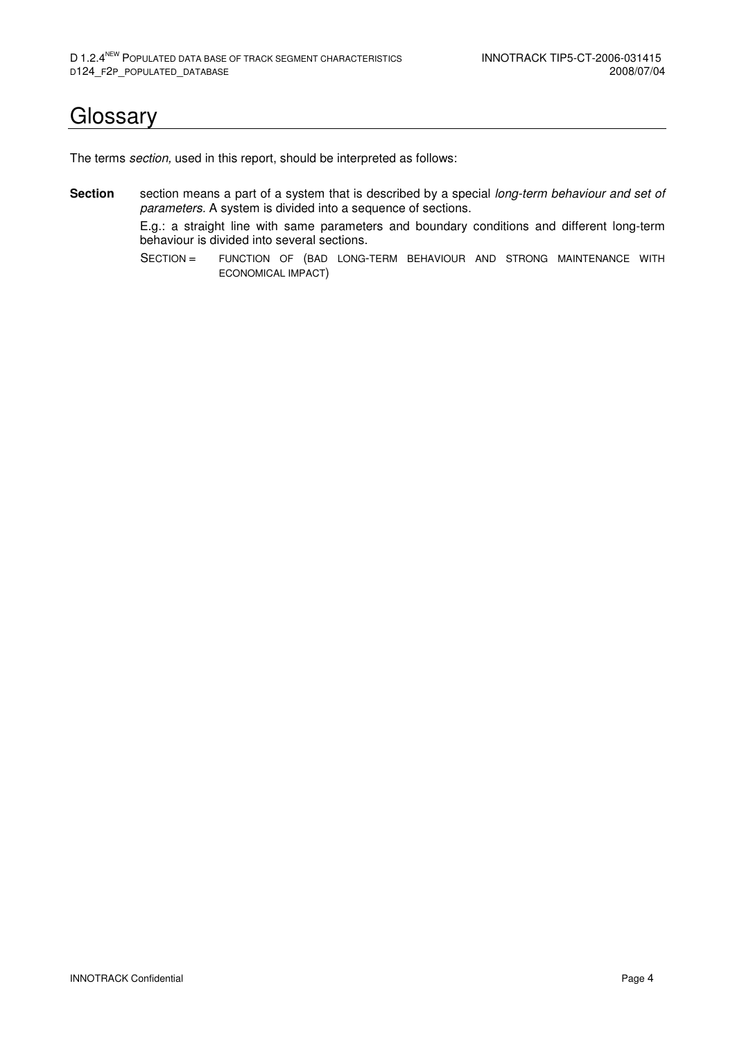# Glossary

The terms *section,* used in this report, should be interpreted as follows:

**Section** section means a part of a system that is described by a special *long-term behaviour and set of parameters.* A system is divided into a sequence of sections.

E.g.: a straight line with same parameters and boundary conditions and different long-term behaviour is divided into several sections.

SECTION = FUNCTION OF (BAD LONG-TERM BEHAVIOUR AND STRONG MAINTENANCE WITH ECONOMICAL IMPACT)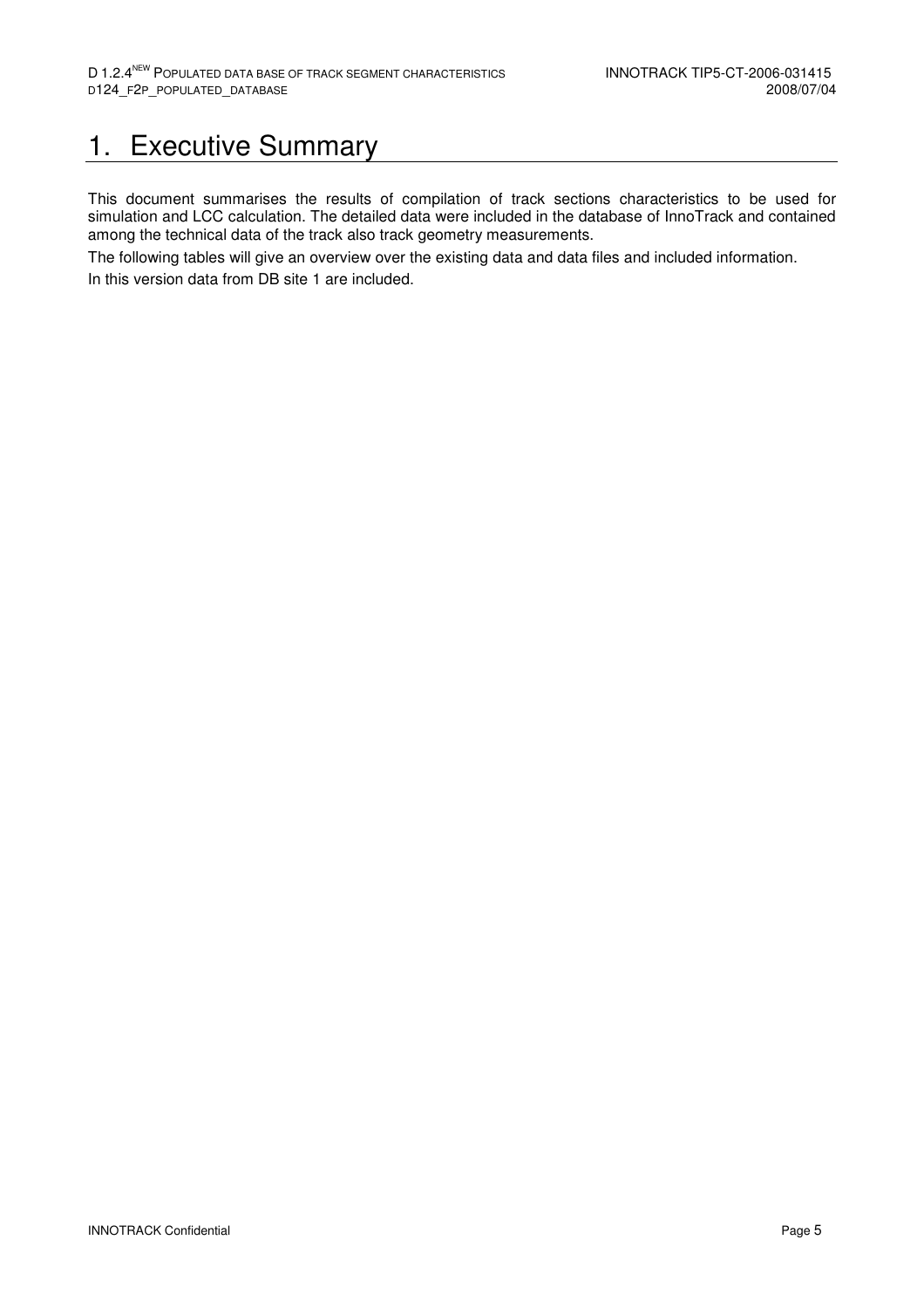# 1. Executive Summary

This document summarises the results of compilation of track sections characteristics to be used for simulation and LCC calculation. The detailed data were included in the database of InnoTrack and contained among the technical data of the track also track geometry measurements.

The following tables will give an overview over the existing data and data files and included information.

In this version data from DB site 1 are included.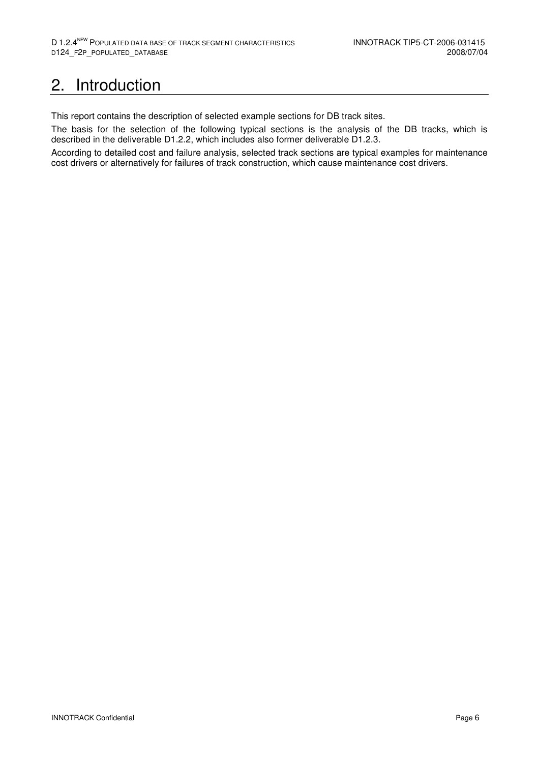# 2. Introduction

This report contains the description of selected example sections for DB track sites.

The basis for the selection of the following typical sections is the analysis of the DB tracks, which is described in the deliverable D1.2.2, which includes also former deliverable D1.2.3.

According to detailed cost and failure analysis, selected track sections are typical examples for maintenance cost drivers or alternatively for failures of track construction, which cause maintenance cost drivers.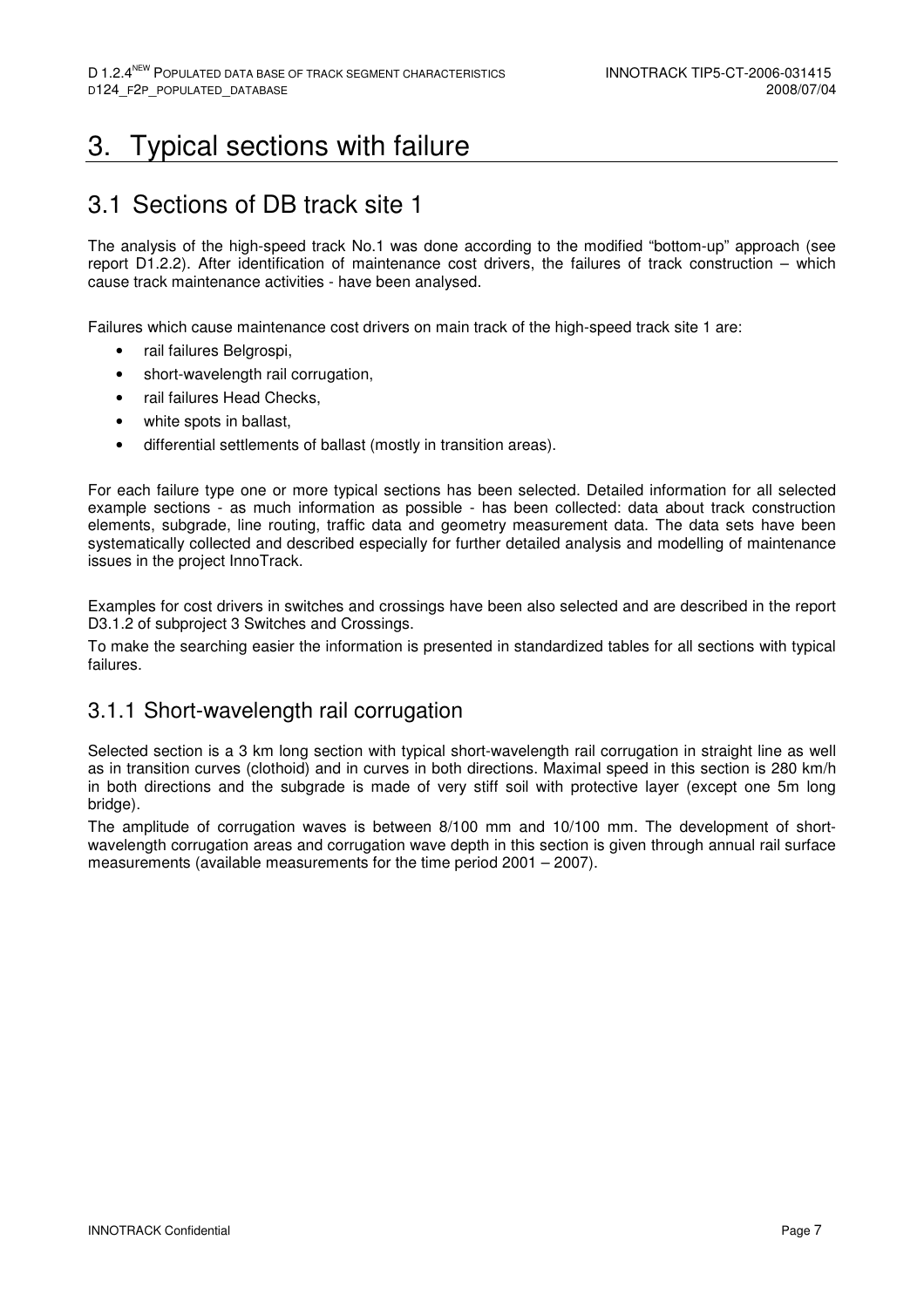# 3. Typical sections with failure

## 3.1 Sections of DB track site 1

The analysis of the high-speed track No.1 was done according to the modified "bottom-up" approach (see report D1.2.2). After identification of maintenance cost drivers, the failures of track construction – which cause track maintenance activities - have been analysed.

Failures which cause maintenance cost drivers on main track of the high-speed track site 1 are:

- rail failures Belgrospi,
- short-wavelength rail corrugation,
- rail failures Head Checks,
- white spots in ballast,
- differential settlements of ballast (mostly in transition areas).

For each failure type one or more typical sections has been selected. Detailed information for all selected example sections - as much information as possible - has been collected: data about track construction elements, subgrade, line routing, traffic data and geometry measurement data. The data sets have been systematically collected and described especially for further detailed analysis and modelling of maintenance issues in the project InnoTrack.

Examples for cost drivers in switches and crossings have been also selected and are described in the report D3.1.2 of subproject 3 Switches and Crossings.

To make the searching easier the information is presented in standardized tables for all sections with typical failures.

### 3.1.1 Short-wavelength rail corrugation

Selected section is a 3 km long section with typical short-wavelength rail corrugation in straight line as well as in transition curves (clothoid) and in curves in both directions. Maximal speed in this section is 280 km/h in both directions and the subgrade is made of very stiff soil with protective layer (except one 5m long bridge).

The amplitude of corrugation waves is between 8/100 mm and 10/100 mm. The development of short-wavelength corrugation areas and corrugation wave depth in this section is given through annual rail surface measurements (available measurements for the time period 2001 – 2007).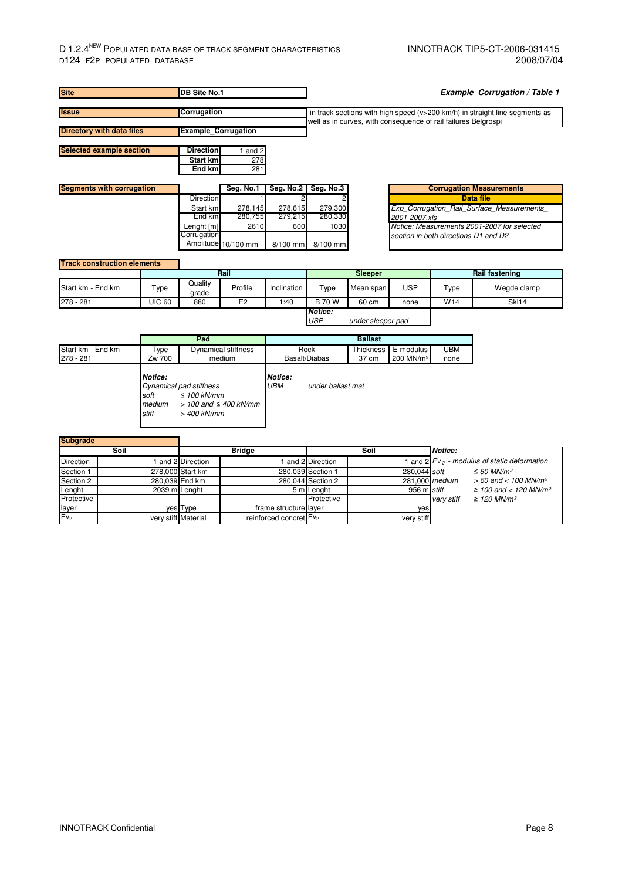**Example_Corrugation / Table 1**

| **Site** | **DB Site No.1** |
|---|---|
| **Issue** | **Corrugation** — in track sections with high speed (v>200 km/h) in straight line segments as well as in curves, with consequence of rail failures Belgrospi |
| **Directory with data files** | **Example_Corrugation** |

**Selected example section**

| **Direction** | 1 and 2 |
|---|---|
| **Start km** | 278 |
| **End km** | 281 |

**Segments with corrugation**

| | **Seg. No.1** | **Seg. No.2** | **Seg. No.3** |
|---|---|---|---|
| Direction | 1 | 2 | 2 |
| Start km | 278,145 | 278,615 | 279,300 |
| End km | 280,755 | 279,215 | 280,330 |
| Lenght [m] | 2610 | 600 | 1030 |
| Corrugation Amplitude | 10/100 mm | 8/100 mm | 8/100 mm |

| **Corrugation Measurements** |
|---|
| **Data file** |
| *Exp_Corrugation_Rail_Surface_Measurements_2001-2007.xls* |
| *Notice: Measurements 2001-2007 for selected section in both directions D1 and D2* |

**Track construction elements**

| | Rail | | | | Sleeper | | | Rail fastening | |
|---|---|---|---|---|---|---|---|---|---|
| Start km - End km | Type | Quality grade | Profile | Inclination | Type | Mean span | USP | Type | Wegde clamp |
| 278 - 281 | UIC 60 | 880 | E2 | 1:40 | B 70 W | 60 cm | none | W14 | Skl14 |

***Notice:***
*USP under sleeper pad*

| | Pad | | Ballast | | | |
|---|---|---|---|---|---|---|
| Start km - End km | Type | Dynamical stiffness | Rock | Thickness | E-modulus | UBM |
| 278 - 281 | Zw 700 | medium | Basalt/Diabas | 37 cm | 200 MN/m² | none |

***Notice:***
*Dynamical pad stiffness*
*soft ≤ 100 kN/mm*
*medium > 100 and ≤ 400 kN/mm*
*stiff > 400 kN/mm*

***Notice:***
*UBM under ballast mat*

**Subgrade**

| Soil | | Bridge | | Soil | |
|---|---|---|---|---|---|
| Direction | 1 and 2 | Direction | 1 and 2 | Direction | 1 and 2 |
| Section 1 | 278,000 | Start km | 280,039 | Section 1 | 280,044 |
| Section 2 | 280,039 | End km | 280,044 | Section 2 | 281,000 |
| Lenght | 2039 m | Lenght | 5 m | Lenght | 956 m |
| Protective layer | yes | Type | frame structure | Protective layer | yes |
| $Ev_2$ | very stiff | Material | reinforced concret | $Ev_2$ | very stiff |

***Notice:***
*$Ev_2$ - modulus of static deformation*
*soft ≤ 60 MN/m²*
*medium > 60 and < 100 MN/m²*
*stiff ≥ 100 and < 120 MN/m²*
*very stiff ≥ 120 MN/m²*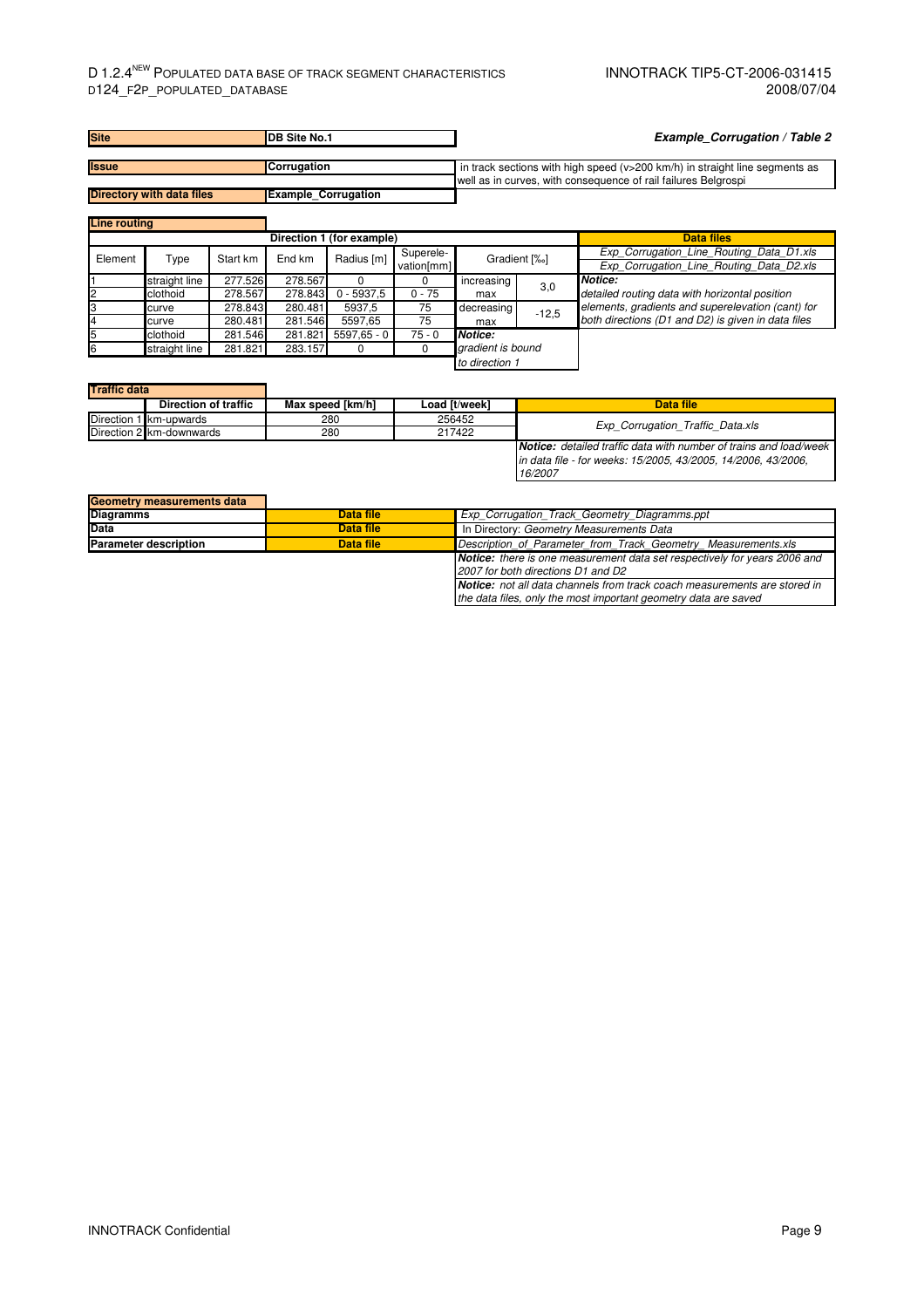**Example_Corrugation / Table 2**

| | |
|---|---|
| **Site** | **DB Site No.1** |
| **Issue** | **Corrugation** |
| | in track sections with high speed (v>200 km/h) in straight line segments as well as in curves, with consequence of rail failures Belgrospi |
| **Directory with data files** | **Example_Corrugation** |

**Line routing**

| Direction 1 (for example) | | | | | | | | |
|---|---|---|---|---|---|---|---|---|
| Element | Type | Start km | End km | Radius [m] | Superele-vation[mm] | Gradient [‰] | | Data files |
| 1 | straight line | 277.526 | 278.567 | 0 | 0 | increasing max | 3,0 | *Exp_Corrugation_Line_Routing_Data_D1.xls* |
| 2 | clothoid | 278.567 | 278.843 | 0 - 5937,5 | 0 - 75 | | | *Exp_Corrugation_Line_Routing_Data_D2.xls* |
| 3 | curve | 278.843 | 280.481 | 5937,5 | 75 | decreasing max | -12,5 | ***Notice:*** *detailed routing data with horizontal position elements, gradients and superelevation (cant) for both directions (D1 and D2) is given in data files* |
| 4 | curve | 280.481 | 281.546 | 5597,65 | 75 | | | |
| 5 | clothoid | 281.546 | 281.821 | 5597,65 - 0 | 75 - 0 | ***Notice:*** *gradient is bound to direction 1* | | |
| 6 | straight line | 281.821 | 283.157 | 0 | 0 | | | |

**Traffic data**

| | Direction of traffic | Max speed [km/h] | Load [t/week] | Data file |
|---|---|---|---|---|
| Direction 1 | km-upwards | 280 | 256452 | *Exp_Corrugation_Traffic_Data.xls* |
| Direction 2 | km-downwards | 280 | 217422 | |

***Notice:*** *detailed traffic data with number of trains and load/week in data file - for weeks: 15/2005, 43/2005, 14/2006, 43/2006, 16/2007*

**Geometry measurements data**

| | | |
|---|---|---|
| **Diagramms** | **Data file** | *Exp_Corrugation_Track_Geometry_Diagramms.ppt* |
| **Data** | **Data file** | In Directory: *Geometry Measurements Data* |
| **Parameter description** | **Data file** | *Description_of_Parameter_from_Track_Geometry_Measurements.xls* |

***Notice:*** *there is one measurement data set respectively for years 2006 and 2007 for both directions D1 and D2*

***Notice:*** *not all data channels from track coach measurements are stored in the data files, only the most important geometry data are saved*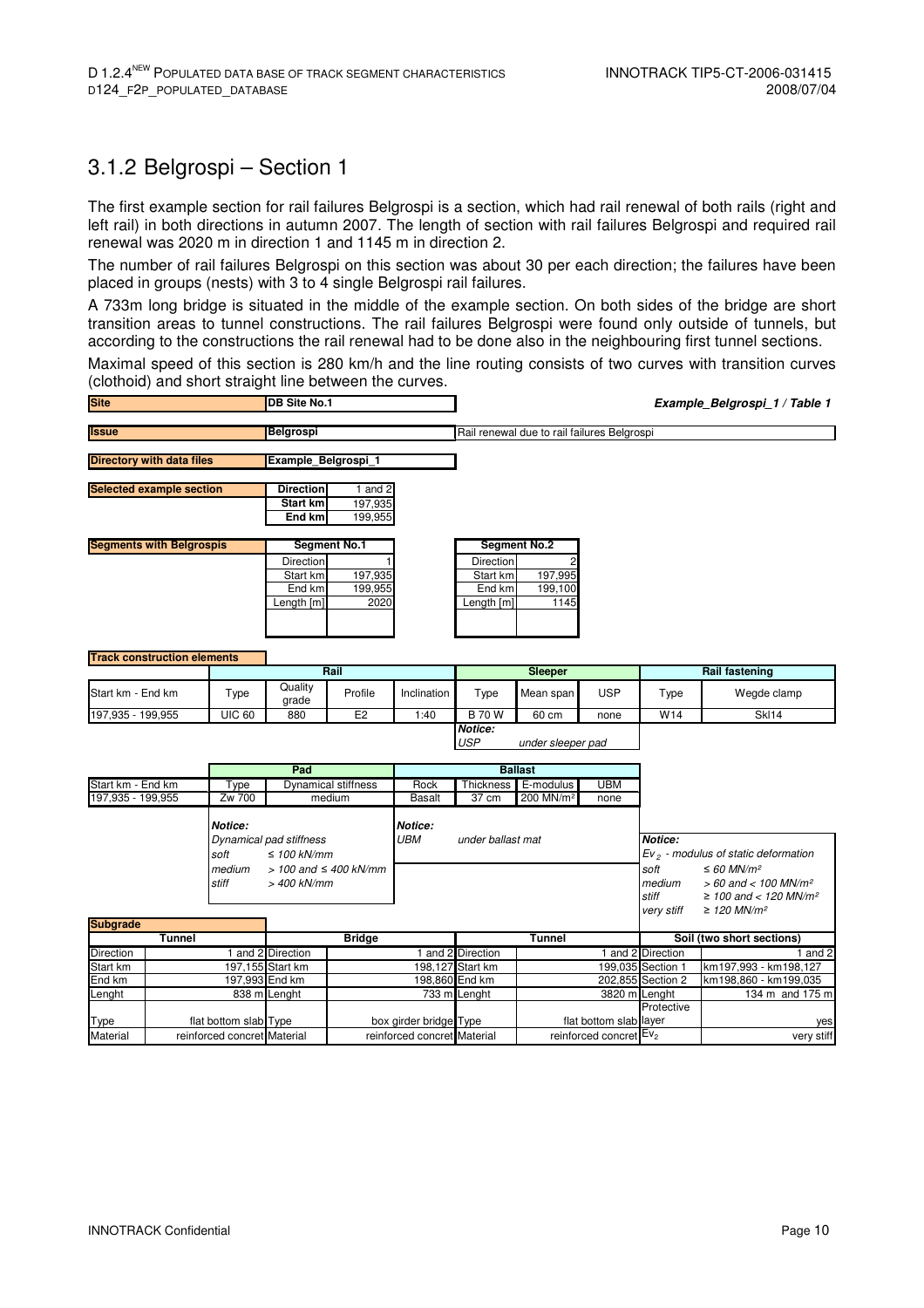## 3.1.2 Belgrospi – Section 1

The first example section for rail failures Belgrospi is a section, which had rail renewal of both rails (right and left rail) in both directions in autumn 2007. The length of section with rail failures Belgrospi and required rail renewal was 2020 m in direction 1 and 1145 m in direction 2.

The number of rail failures Belgrospi on this section was about 30 per each direction; the failures have been placed in groups (nests) with 3 to 4 single Belgrospi rail failures.

A 733m long bridge is situated in the middle of the example section. On both sides of the bridge are short transition areas to tunnel constructions. The rail failures Belgrospi were found only outside of tunnels, but according to the constructions the rail renewal had to be done also in the neighbouring first tunnel sections.

Maximal speed of this section is 280 km/h and the line routing consists of two curves with transition curves (clothoid) and short straight line between the curves.

***Example_Belgrospi_1 / Table 1***

| | | |
|---|---|---|
| **Site** | **DB Site No.1** | |
| **Issue** | **Belgrospi** | Rail renewal due to rail failures Belgrospi |
| **Directory with data files** | **Example_Belgrospi_1** | |

| **Selected example section** | | |
|---|---|---|
| | **Direction** | 1 and 2 |
| | **Start km** | 197,935 |
| | **End km** | 199,955 |

| **Segments with Belgrospis** | **Segment No.1** | | **Segment No.2** | |
|---|---|---|---|---|
| | Direction | 1 | Direction | 2 |
| | Start km | 197,935 | Start km | 197,995 |
| | End km | 199,955 | End km | 199,100 |
| | Length [m] | 2020 | Length [m] | 1145 |

**Track construction elements**

| | Rail | | | | Sleeper | | | Rail fastening | |
|---|---|---|---|---|---|---|---|---|---|
| Start km - End km | Type | Quality grade | Profile | Inclination | Type | Mean span | USP | Type | Wegde clamp |
| 197,935 - 199,955 | UIC 60 | 880 | E2 | 1:40 | B 70 W | 60 cm | none | W14 | Skl14 |

***Notice:*** *USP under sleeper pad*

| | Pad | | Ballast | | | |
|---|---|---|---|---|---|---|
| Start km - End km | Type | Dynamical stiffness | Rock | Thickness | E-modulus | UBM |
| 197,935 - 199,955 | Zw 700 | medium | Basalt | 37 cm | 200 MN/m² | none |

***Notice:*** *Dynamical pad stiffness*
- *soft: ≤ 100 kN/mm*
- *medium: > 100 and ≤ 400 kN/mm*
- *stiff: > 400 kN/mm*

***Notice:*** *UBM under ballast mat*

***Notice:*** *$Ev_2$ - modulus of static deformation*
- *soft: ≤ 60 MN/m²*
- *medium: > 60 and < 100 MN/m²*
- *stiff: ≥ 100 and < 120 MN/m²*
- *very stiff: ≥ 120 MN/m²*

**Subgrade**

| Tunnel | | Bridge | | Tunnel | | Soil (two short sections) | |
|---|---|---|---|---|---|---|---|
| Direction | 1 and 2 | Direction | 1 and 2 | Direction | 1 and 2 | Direction | 1 and 2 |
| Start km | 197,155 | Start km | 198,127 | Start km | 199,035 | Section 1 | km197,993 - km198,127 |
| End km | 197,993 | End km | 198,860 | End km | 202,855 | Section 2 | km198,860 - km199,035 |
| Lenght | 838 m | Lenght | 733 m | Lenght | 3820 m | Lenght | 134 m and 175 m |
| Type | flat bottom slab | Type | box girder bridge | Type | flat bottom slab | Protective layer | yes |
| Material | reinforced concret | Material | reinforced concret | Material | reinforced concret | $Ev_2$ | very stiff |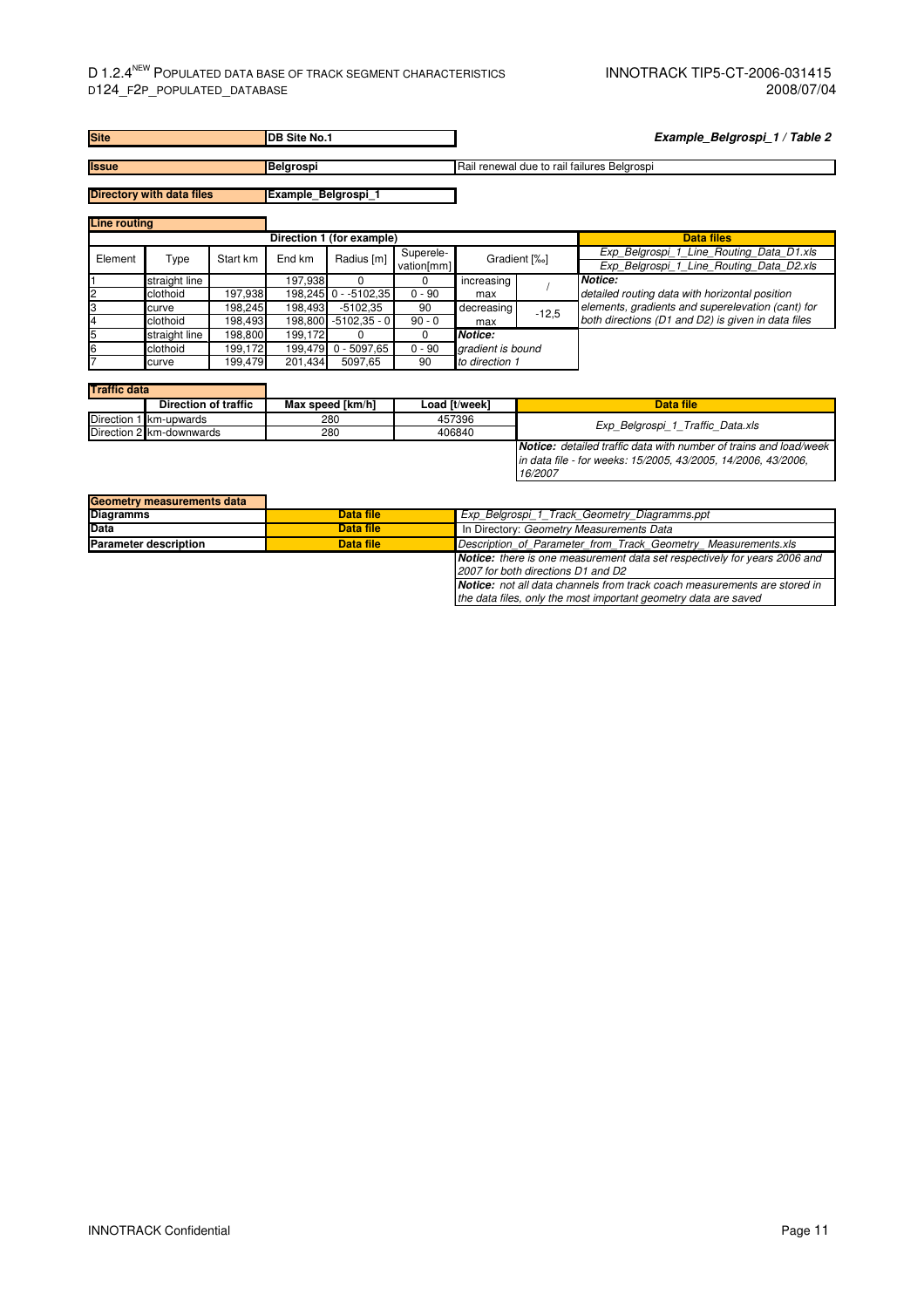| Site | DB Site No.1 |
| --- | --- |
| Issue | Belgrospi |
| Directory with data files | Example_Belgrospi_1 |

***Example_Belgrospi_1 / Table 2***

Rail renewal due to rail failures Belgrospi

**Line routing**

| Direction 1 (for example) | | | | | | | | Data files |
| --- | --- | --- | --- | --- | --- | --- | --- | --- |
| Element | Type | Start km | End km | Radius [m] | Superelevation[mm] | Gradient [‰] | | *Exp_Belgrospi_1_Line_Routing_Data_D1.xls* <br> *Exp_Belgrospi_1_Line_Routing_Data_D2.xls* |
| 1 | straight line | | 197,938 | 0 | 0 | increasing max | / | ***Notice:*** *detailed routing data with horizontal position elements, gradients and superelevation (cant) for both directions (D1 and D2) is given in data files* |
| 2 | clothoid | 197,938 | 198,245 | 0 - -5102,35 | 0 - 90 | | | |
| 3 | curve | 198,245 | 198,493 | -5102,35 | 90 | decreasing max | -12,5 | |
| 4 | clothoid | 198,493 | 198,800 | -5102,35 - 0 | 90 - 0 | | | |
| 5 | straight line | 198,800 | 199,172 | 0 | 0 | ***Notice:*** *gradient is bound to direction 1* | | |
| 6 | clothoid | 199,172 | 199,479 | 0 - 5097,65 | 0 - 90 | | | |
| 7 | curve | 199,479 | 201,434 | 5097,65 | 90 | | | |

**Traffic data**

| | Direction of traffic | Max speed [km/h] | Load [t/week] | Data file |
| --- | --- | --- | --- | --- |
| Direction 1 | km-upwards | 280 | 457396 | *Exp_Belgrospi_1_Traffic_Data.xls* |
| Direction 2 | km-downwards | 280 | 406840 | |

***Notice:*** *detailed traffic data with number of trains and load/week in data file - for weeks: 15/2005, 43/2005, 14/2006, 43/2006, 16/2007*

**Geometry measurements data**

| | | |
| --- | --- | --- |
| **Diagramms** | **Data file** | *Exp_Belgrospi_1_Track_Geometry_Diagramms.ppt* |
| **Data** | **Data file** | In Directory: *Geometry Measurements Data* |
| **Parameter description** | **Data file** | *Description_of_Parameter_from_Track_Geometry_Measurements.xls* |

***Notice:*** *there is one measurement data set respectively for years 2006 and 2007 for both directions D1 and D2*

***Notice:*** *not all data channels from track coach measurements are stored in the data files, only the most important geometry data are saved*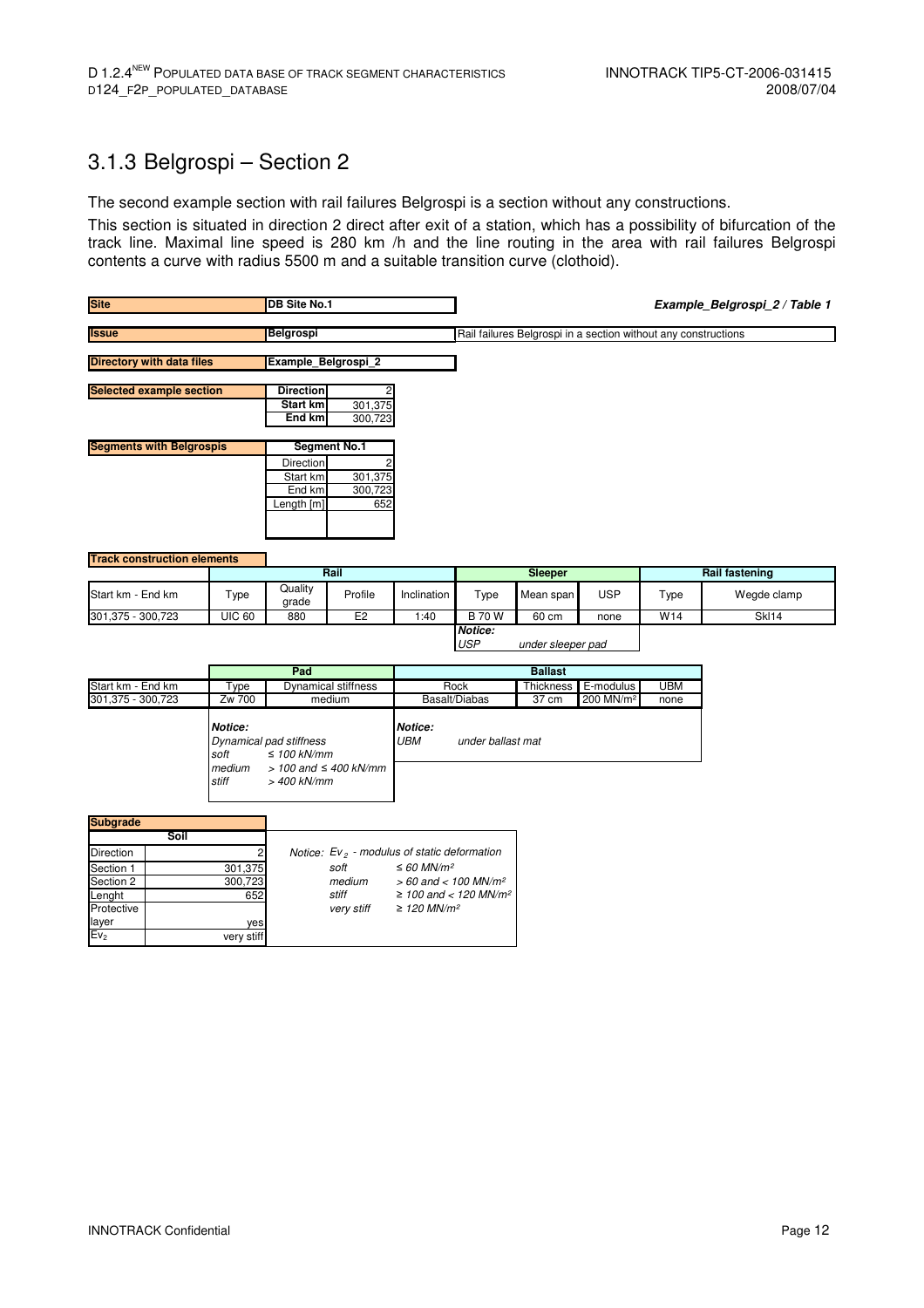## 3.1.3 Belgrospi – Section 2

The second example section with rail failures Belgrospi is a section without any constructions.

This section is situated in direction 2 direct after exit of a station, which has a possibility of bifurcation of the track line. Maximal line speed is 280 km /h and the line routing in the area with rail failures Belgrospi contents a curve with radius 5500 m and a suitable transition curve (clothoid).

***Example_Belgrospi_2 / Table 1***

| | |
|---|---|
| **Site** | **DB Site No.1** |
| **Issue** | **Belgrospi** — Rail failures Belgrospi in a section without any constructions |
| **Directory with data files** | **Example_Belgrospi_2** |

**Selected example section**

| | |
|---|---|
| **Direction** | 2 |
| **Start km** | 301,375 |
| **End km** | 300,723 |

**Segments with Belgrospis**

| **Segment No.1** | |
|---|---|
| Direction | 2 |
| Start km | 301,375 |
| End km | 300,723 |
| Length [m] | 652 |

**Track construction elements**

| | Rail | | | | Sleeper | | | Rail fastening | |
|---|---|---|---|---|---|---|---|---|---|
| Start km - End km | Type | Quality grade | Profile | Inclination | Type | Mean span | USP | Type | Wegde clamp |
| 301,375 - 300,723 | UIC 60 | 880 | E2 | 1:40 | B 70 W | 60 cm | none | W14 | Skl14 |

***Notice:***
*USP — under sleeper pad*

| | Pad | | Ballast | | | |
|---|---|---|---|---|---|---|
| Start km - End km | Type | Dynamical stiffness | Rock | Thickness | E-modulus | UBM |
| 301,375 - 300,723 | Zw 700 | medium | Basalt/Diabas | 37 cm | 200 MN/m² | none |

***Notice:***
*Dynamical pad stiffness*
*soft — ≤ 100 kN/mm*
*medium — > 100 and ≤ 400 kN/mm*
*stiff — > 400 kN/mm*

***Notice:***
*UBM — under ballast mat*

**Subgrade**

| Soil | |
|---|---|
| Direction | 2 |
| Section 1 | 301,375 |
| Section 2 | 300,723 |
| Lenght | 652 |
| Protective layer | yes |
| $Ev_2$ | very stiff |

*Notice: $Ev_2$ - modulus of static deformation*
*soft — ≤ 60 MN/m²*
*medium — > 60 and < 100 MN/m²*
*stiff — ≥ 100 and < 120 MN/m²*
*very stiff — ≥ 120 MN/m²*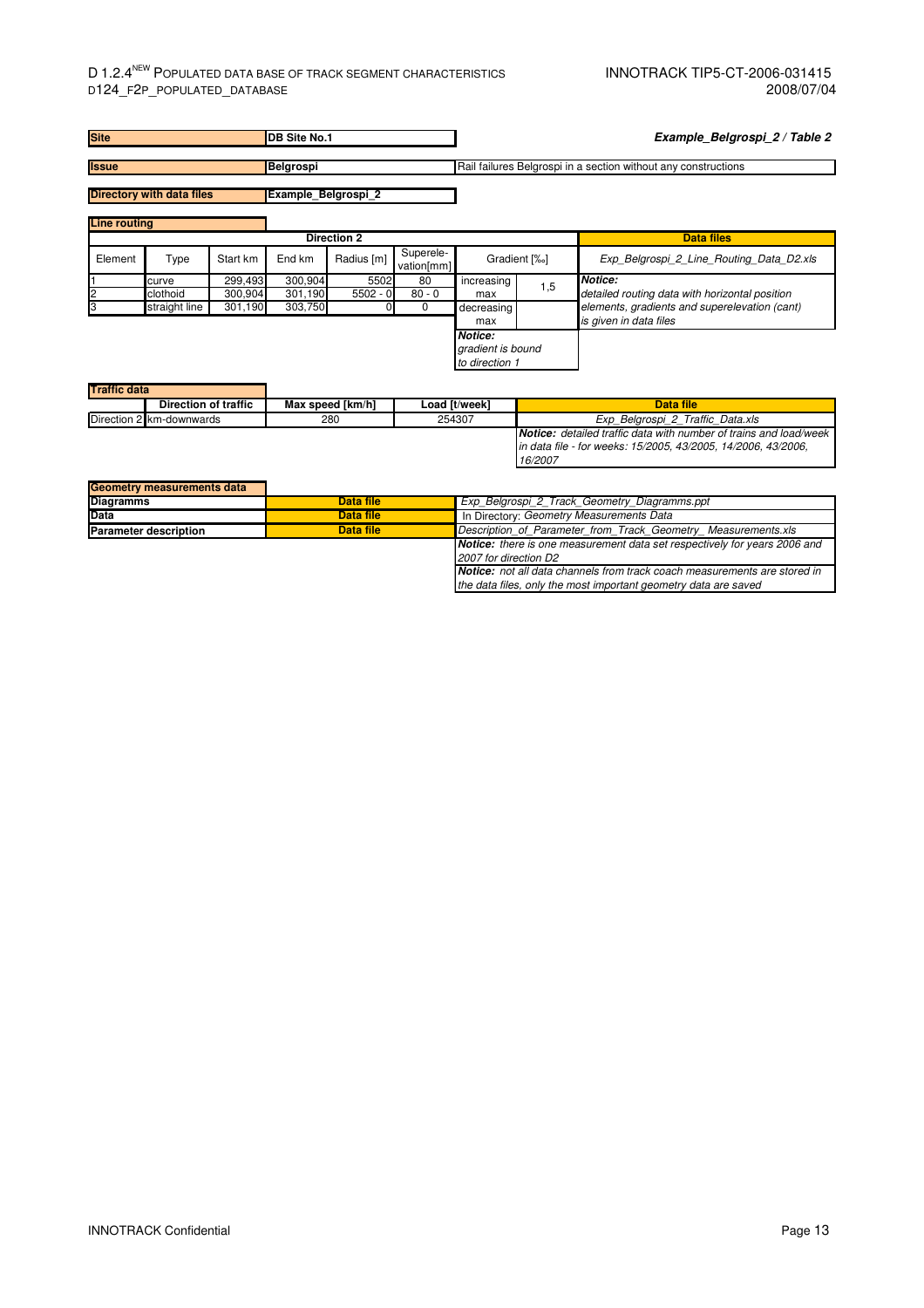**Site** | **DB Site No.1**

***Example_Belgrospi_2 / Table 2***

**Issue** | **Belgrospi** | Rail failures Belgrospi in a section without any constructions

**Directory with data files** | **Example_Belgrospi_2**

**Line routing**

| Direction 2 | | | | | | | | Data files |
|---|---|---|---|---|---|---|---|---|
| Element | Type | Start km | End km | Radius [m] | Superele-vation[mm] | Gradient [‰] | | *Exp_Belgrospi_2_Line_Routing_Data_D2.xls* |
| 1 | curve | 299,493 | 300,904 | 5502 | 80 | increasing max | 1,5 | ***Notice:*** *detailed routing data with horizontal position elements, gradients and superelevation (cant) is given in data files* |
| 2 | clothoid | 300,904 | 301,190 | 5502 - 0 | 80 - 0 | decreasing max | | |
| 3 | straight line | 301,190 | 303,750 | 0 | 0 | | | |

***Notice:*** *gradient is bound to direction 1*

**Traffic data**

| Direction of traffic | | Max speed [km/h] | Load [t/week] | Data file |
|---|---|---|---|---|
| Direction 2 | km-downwards | 280 | 254307 | *Exp_Belgrospi_2_Traffic_Data.xls* |

***Notice:*** *detailed traffic data with number of trains and load/week in data file - for weeks: 15/2005, 43/2005, 14/2006, 43/2006, 16/2007*

**Geometry measurements data**

| | | |
|---|---|---|
| **Diagramms** | **Data file** | *Exp_Belgrospi_2_Track_Geometry_Diagramms.ppt* |
| **Data** | **Data file** | In Directory: *Geometry Measurements Data* |
| **Parameter description** | **Data file** | *Description_of_Parameter_from_Track_Geometry_ Measurements.xls* |

***Notice:*** *there is one measurement data set respectively for years 2006 and 2007 for direction D2*

***Notice:*** *not all data channels from track coach measurements are stored in the data files, only the most important geometry data are saved*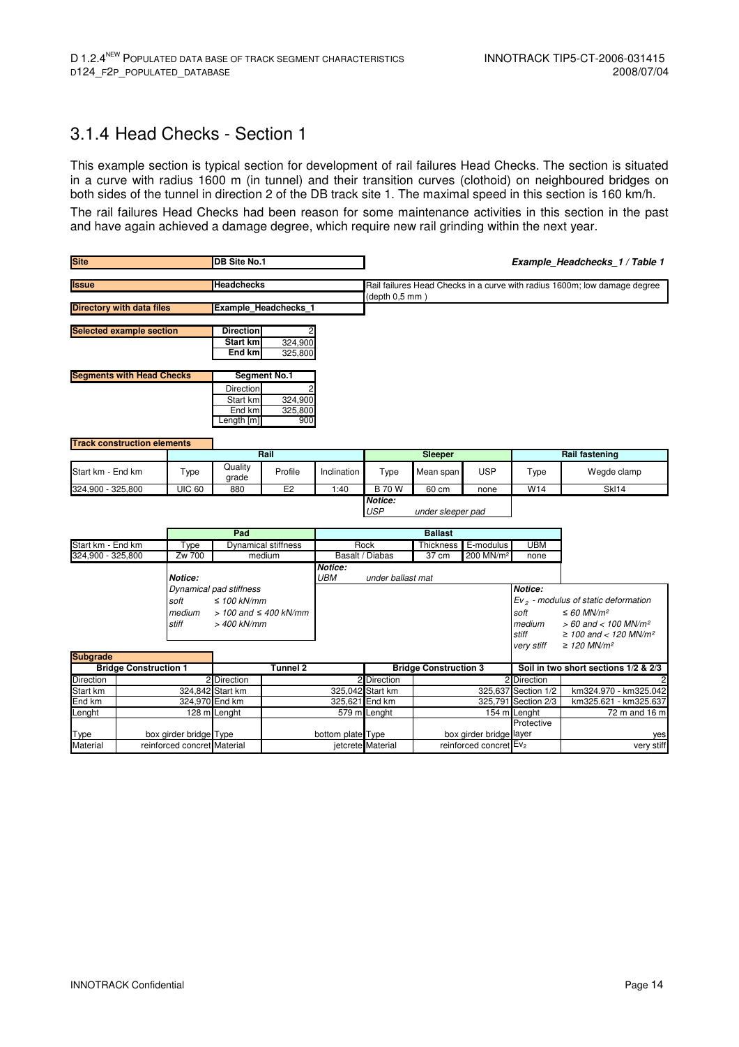## 3.1.4 Head Checks - Section 1

This example section is typical section for development of rail failures Head Checks. The section is situated in a curve with radius 1600 m (in tunnel) and their transition curves (clothoid) on neighboured bridges on both sides of the tunnel in direction 2 of the DB track site 1. The maximal speed in this section is 160 km/h.

The rail failures Head Checks had been reason for some maintenance activities in this section in the past and have again achieved a damage degree, which require new rail grinding within the next year.

***Example_Headchecks_1 / Table 1***

| | | |
|---|---|---|
| **Site** | **DB Site No.1** | |
| **Issue** | **Headchecks** | Rail failures Head Checks in a curve with radius 1600m; low damage degree (depth 0,5 mm ) |
| **Directory with data files** | **Example_Headchecks_1** | |

| **Selected example section** | |
|---|---|
| **Direction** | 2 |
| **Start km** | 324,900 |
| **End km** | 325,800 |

| **Segments with Head Checks** | **Segment No.1** |
|---|---|
| Direction | 2 |
| Start km | 324,900 |
| End km | 325,800 |
| Length [m] | 900 |

**Track construction elements**

| | Rail | | | | Sleeper | | | Rail fastening | |
|---|---|---|---|---|---|---|---|---|---|
| Start km - End km | Type | Quality grade | Profile | Inclination | Type | Mean span | USP | Type | Wegde clamp |
| 324,900 - 325,800 | UIC 60 | 880 | E2 | 1:40 | B 70 W | 60 cm | none | W14 | Skl14 |

*Notice:*
*USP under sleeper pad*

| | Pad | | Ballast | | | | |
|---|---|---|---|---|---|---|---|
| Start km - End km | Type | Dynamical stiffness | Rock | Thickness | E-modulus | UBM |
| 324,900 - 325,800 | Zw 700 | medium | Basalt / Diabas | 37 cm | 200 MN/m² | none |

*Notice:*
*Dynamical pad stiffness*
*soft ≤ 100 kN/mm*
*medium > 100 and ≤ 400 kN/mm*
*stiff > 400 kN/mm*

*Notice:*
*UBM under ballast mat*

*Notice:*
*$Ev_2$ - modulus of static deformation*
*soft ≤ 60 MN/m²*
*medium > 60 and < 100 MN/m²*
*stiff ≥ 100 and < 120 MN/m²*
*very stiff ≥ 120 MN/m²*

**Subgrade**

| Bridge Construction 1 | | Tunnel 2 | | Bridge Construction 3 | | Soil in two short sections 1/2 & 2/3 | |
|---|---|---|---|---|---|---|---|
| Direction | 2 | Direction | 2 | Direction | 2 | Direction | 2 |
| Start km | 324,842 | Start km | 325,042 | Start km | 325,637 | Section 1/2 | km324.970 - km325.042 |
| End km | 324,970 | End km | 325,621 | End km | 325,791 | Section 2/3 | km325.621 - km325.637 |
| Lenght | 128 m | Lenght | 579 m | Lenght | 154 m | Lenght | 72 m and 16 m |
| Type | box girder bridge | Type | bottom plate | Type | box girder bridge | Protective layer | yes |
| Material | reinforced concret | Material | jetcrete | Material | reinforced concret | $Ev_2$ | very stiff |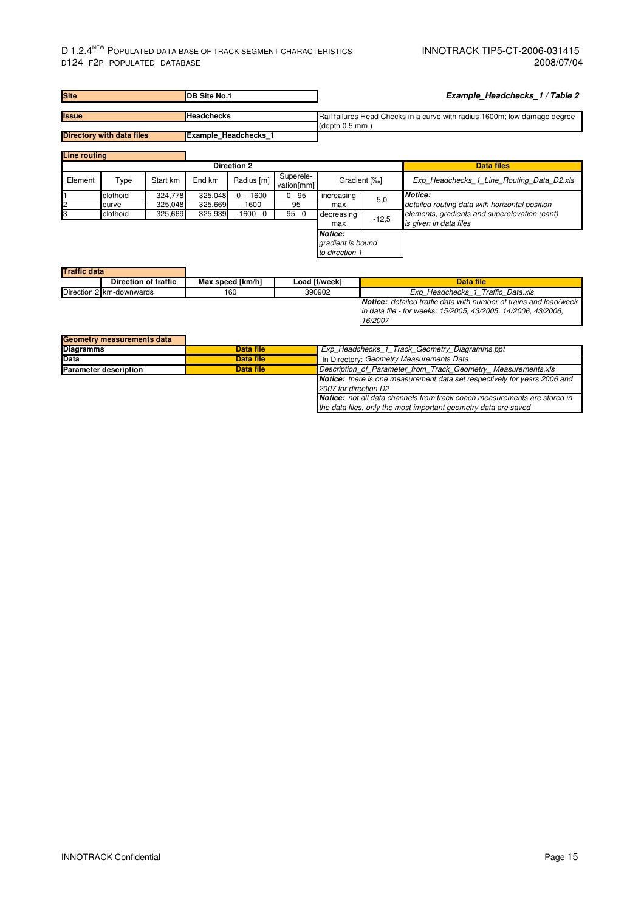| Site | DB Site No.1 |
|---|---|

***Example_Headchecks_1 / Table 2***

| Issue | Headchecks | Rail failures Head Checks in a curve with radius 1600m; low damage degree (depth 0,5 mm ) |
|---|---|---|
| **Directory with data files** | **Example_Headchecks_1** | |

**Line routing**

| Direction 2 | | | | | | | | Data files |
|---|---|---|---|---|---|---|---|---|
| Element | Type | Start km | End km | Radius [m] | Superele-vation[mm] | Gradient [‰] | | *Exp_Headchecks_1_Line_Routing_Data_D2.xls* |
| 1 | clothoid | 324,778 | 325,048 | 0 - -1600 | 0 - 95 | increasing max | 5,0 | ***Notice:*** *detailed routing data with horizontal position elements, gradients and superelevation (cant) is given in data files* |
| 2 | curve | 325,048 | 325,669 | -1600 | 95 | decreasing max | -12,5 | |
| 3 | clothoid | 325,669 | 325,939 | -1600 - 0 | 95 - 0 | ***Notice:*** *gradient is bound to direction 1* | | |

**Traffic data**

| | Direction of traffic | Max speed [km/h] | Load [t/week] | Data file |
|---|---|---|---|---|
| Direction 2 | km-downwards | 160 | 390902 | *Exp_Headchecks_1_Traffic_Data.xls* |
| | | | | ***Notice:*** *detailed traffic data with number of trains and load/week in data file - for weeks: 15/2005, 43/2005, 14/2006, 43/2006, 16/2007* |

**Geometry measurements data**

| | | |
|---|---|---|
| **Diagramms** | **Data file** | *Exp_Headcheck_1_Track_Geometry_Diagramms.ppt* |
| **Data** | **Data file** | In Directory: *Geometry Measurements Data* |
| **Parameter description** | **Data file** | *Description_of_Parameter_from_Track_Geometry_ Measurements.xls* |
| | | ***Notice:*** *there is one measurement data set respectively for years 2006 and 2007 for direction D2* |
| | | ***Notice:*** *not all data channels from track coach measurements are stored in the data files, only the most important geometry data are saved* |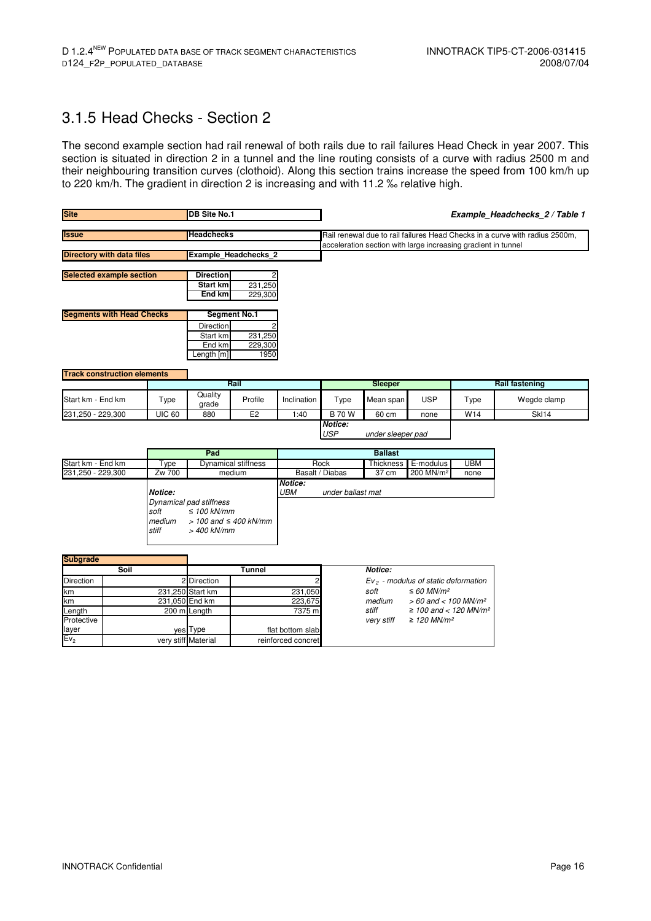## 3.1.5 Head Checks - Section 2

The second example section had rail renewal of both rails due to rail failures Head Check in year 2007. This section is situated in direction 2 in a tunnel and the line routing consists of a curve with radius 2500 m and their neighbouring transition curves (clothoid). Along this section trains increase the speed from 100 km/h up to 220 km/h. The gradient in direction 2 is increasing and with 11.2 ‰ relative high.

***Example_Headchecks_2 / Table 1***

| | |
|---|---|
| **Site** | **DB Site No.1** |
| **Issue** | **Headchecks** |
| **Directory with data files** | **Example_Headchecks_2** |

Rail renewal due to rail failures Head Checks in a curve with radius 2500m, acceleration section with large increasing gradient in tunnel

| **Selected example section** | |
|---|---|
| **Direction** | 2 |
| **Start km** | 231,250 |
| **End km** | 229,300 |

| **Segments with Head Checks** | **Segment No.1** |
|---|---|
| Direction | 2 |
| Start km | 231,250 |
| End km | 229,300 |
| Length [m] | 1950 |

**Track construction elements**

| | **Rail** | | | | **Sleeper** | | | **Rail fastening** | |
|---|---|---|---|---|---|---|---|---|---|
| Start km - End km | Type | Quality grade | Profile | Inclination | Type | Mean span | USP | Type | Wegde clamp |
| 231,250 - 229,300 | UIC 60 | 880 | E2 | 1:40 | B 70 W | 60 cm | none | W14 | Skl14 |

***Notice:***
*USP under sleeper pad*

| | **Pad** | | **Ballast** | | | |
|---|---|---|---|---|---|---|
| Start km - End km | Type | Dynamical stiffness | Rock | Thickness | E-modulus | UBM |
| 231,250 - 229,300 | Zw 700 | medium | Basalt / Diabas | 37 cm | 200 MN/m² | none |

***Notice:***
*Dynamical pad stiffness*
*soft ≤ 100 kN/mm*
*medium > 100 and ≤ 400 kN/mm*
*stiff > 400 kN/mm*

***Notice:***
*UBM under ballast mat*

**Subgrade**

| **Soil** | | **Tunnel** | |
|---|---|---|---|
| Direction | 2 | Direction | 2 |
| km | 231,250 | Start km | 231,050 |
| km | 231,050 | End km | 223,675 |
| Length | 200 m | Length | 7375 m |
| Protective layer | yes | Type | flat bottom slab |
| $Ev_2$ | very stiff | Material | reinforced concret |

***Notice:***
*$Ev_2$ - modulus of static deformation*
*soft ≤ 60 MN/m²*
*medium > 60 and < 100 MN/m²*
*stiff ≥ 100 and < 120 MN/m²*
*very stiff ≥ 120 MN/m²*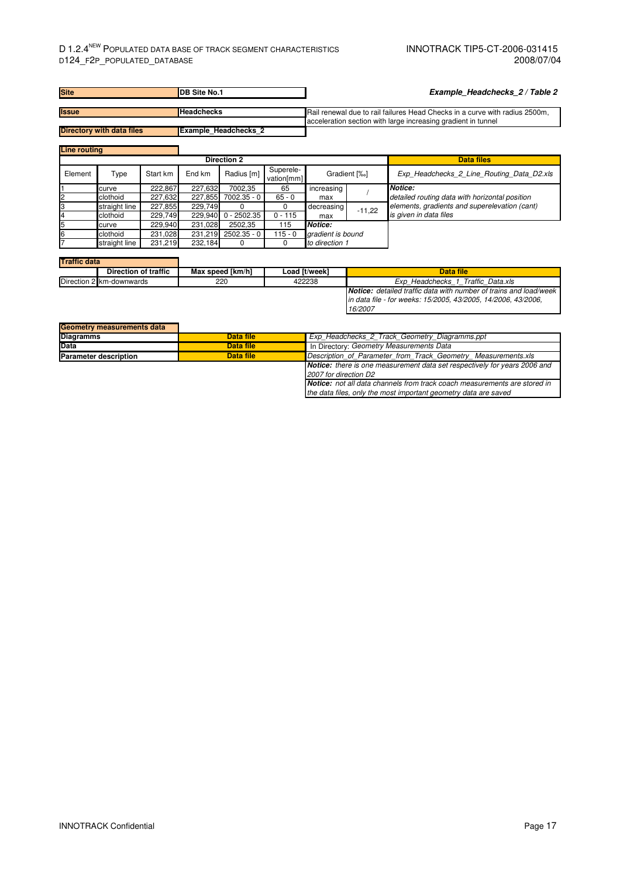| Site | DB Site No.1 | | Example_Headchecks_2 / Table 2 |
|---|---|---|---|
| Issue | Headchecks | Rail renewal due to rail failures Head Checks in a curve with radius 2500m, acceleration section with large increasing gradient in tunnel | |
| Directory with data files | Example_Headchecks_2 | | |

**Line routing**

| Element | Type | Start km | End km | Radius [m] | Superelevation[mm] | Gradient [‰] | | Data files |
|---|---|---|---|---|---|---|---|---|
| Direction 2 | | | | | | | | |
| 1 | curve | 222,867 | 227,632 | 7002,35 | 65 | increasing max | / | Exp_Headchecks_2_Line_Routing_Data_D2.xls |
| 2 | clothoid | 227,632 | 227,855 | 7002.35 - 0 | 65 - 0 | | | *Notice:* detailed routing data with horizontal position elements, gradients and superelevation (cant) is given in data files |
| 3 | straight line | 227,855 | 229,749 | 0 | 0 | decreasing max | -11,22 | |
| 4 | clothoid | 229,749 | 229,940 | 0 - 2502.35 | 0 - 115 | | | |
| 5 | curve | 229,940 | 231,028 | 2502,35 | 115 | *Notice:* gradient is bound to direction 1 | | |
| 6 | clothoid | 231,028 | 231,219 | 2502.35 - 0 | 115 - 0 | | | |
| 7 | straight line | 231,219 | 232,184 | 0 | 0 | | | |

**Traffic data**

| | Direction of traffic | Max speed [km/h] | Load [t/week] | Data file |
|---|---|---|---|---|
| Direction 2 | km-downwards | 220 | 422238 | Exp_Headchecks_1_Traffic_Data.xls |
| | | | | *Notice:* detailed traffic data with number of trains and load/week in data file - for weeks: 15/2005, 43/2005, 14/2006, 43/2006, 16/2007 |

**Geometry measurements data**

| | | |
|---|---|---|
| Diagramms | Data file | Exp_Headchecks_2_Track_Geometry_Diagramms.ppt |
| Data | Data file | In Directory: *Geometry Measurements Data* |
| Parameter description | Data file | Description_of_Parameter_from_Track_Geometry_ Measurements.xls |
| | | *Notice:* there is one measurement data set respectively for years 2006 and 2007 for direction D2 |
| | | *Notice:* not all data channels from track coach measurements are stored in the data files, only the most important geometry data are saved |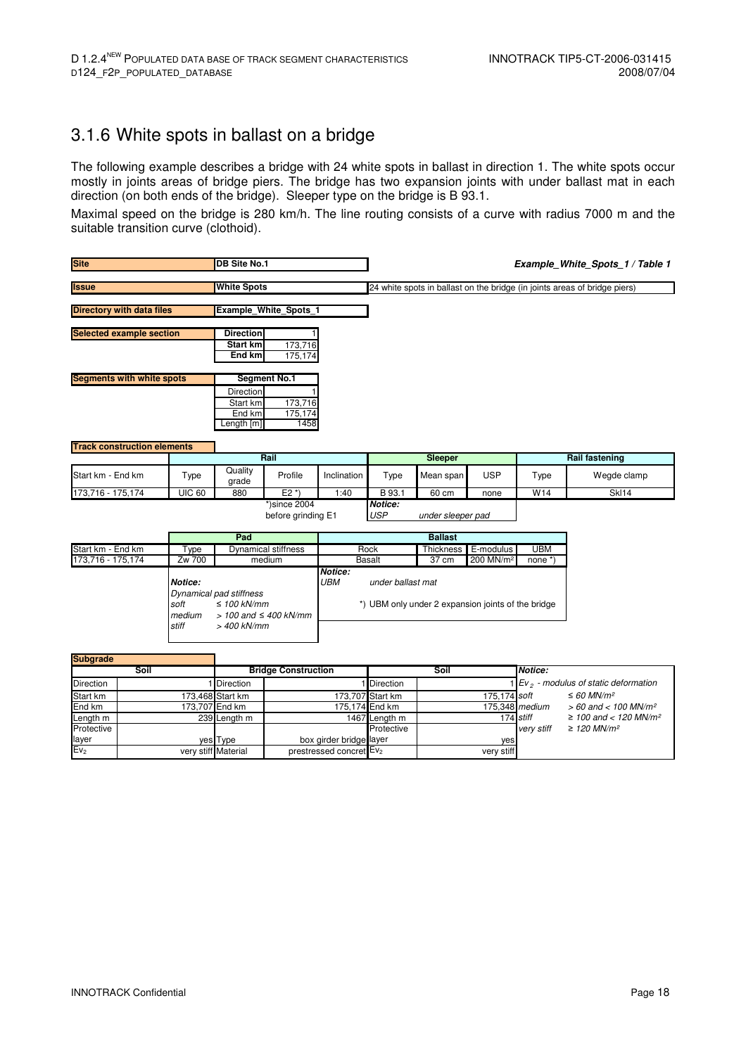## 3.1.6 White spots in ballast on a bridge

The following example describes a bridge with 24 white spots in ballast in direction 1. The white spots occur mostly in joints areas of bridge piers. The bridge has two expansion joints with under ballast mat in each direction (on both ends of the bridge). Sleeper type on the bridge is B 93.1.

Maximal speed on the bridge is 280 km/h. The line routing consists of a curve with radius 7000 m and the suitable transition curve (clothoid).

***Example_White_Spots_1 / Table 1***

| | | |
|---|---|---|
| **Site** | **DB Site No.1** | |
| **Issue** | **White Spots** | 24 white spots in ballast on the bridge (in joints areas of bridge piers) |
| **Directory with data files** | **Example_White_Spots_1** | |

**Selected example section**

| | |
|---|---|
| **Direction** | 1 |
| **Start km** | 173,716 |
| **End km** | 175,174 |

**Segments with white spots**

| **Segment No.1** | |
|---|---|
| Direction | 1 |
| Start km | 173,716 |
| End km | 175,174 |
| Length [m] | 1458 |

**Track construction elements**

| | Rail | | | | Sleeper | | | Rail fastening | |
|---|---|---|---|---|---|---|---|---|---|
| Start km - End km | Type | Quality grade | Profile | Inclination | Type | Mean span | USP | Type | Wegde clamp |
| 173,716 - 175,174 | UIC 60 | 880 | E2 *) | 1:40 | B 93.1 | 60 cm | none | W14 | Skl14 |

*)since 2004 before grinding E1

*Notice:* *USP* *under sleeper pad*

| | Pad | | Ballast | | | | |
|---|---|---|---|---|---|---|---|
| Start km - End km | Type | Dynamical stiffness | Rock | | Thickness | E-modulus | UBM |
| 173,716 - 175,174 | Zw 700 | medium | Basalt | | 37 cm | 200 MN/m² | none *) |

*Notice:*
*Dynamical pad stiffness*
*soft* *≤ 100 kN/mm*
*medium* *> 100 and ≤ 400 kN/mm*
*stiff* *> 400 kN/mm*

*Notice:*
*UBM* *under ballast mat*

*) UBM only under 2 expansion joints of the bridge

**Subgrade**

| Soil | | Bridge Construction | | Soil | |
|---|---|---|---|---|---|
| Direction | 1 | Direction | 1 | Direction | 1 |
| Start km | 173,468 | Start km | 173,707 | Start km | 175,174 |
| End km | 173,707 | End km | 175,174 | End km | 175,348 |
| Length m | 239 | Length m | 1467 | Length m | 174 |
| Protective layer | yes | Type | box girder bridge | Protective layer | yes |
| $Ev_2$ | very stiff | Material | prestressed concret | $Ev_2$ | very stiff |

*Notice:*
*$Ev_2$ - modulus of static deformation*
*soft* *≤ 60 MN/m²*
*medium* *> 60 and < 100 MN/m²*
*stiff* *≥ 100 and < 120 MN/m²*
*very stiff* *≥ 120 MN/m²*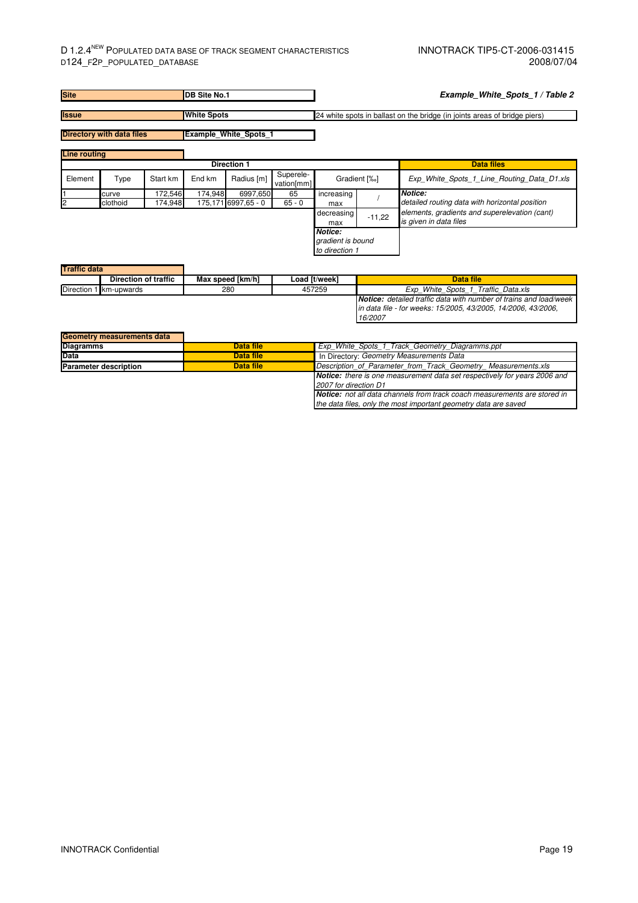**Example_White_Spots_1 / Table 2**

| | | | |
|---|---|---|---|
| **Site** | **DB Site No.1** | | |
| **Issue** | **White Spots** | 24 white spots in ballast on the bridge (in joints areas of bridge piers) | |
| **Directory with data files** | **Example_White_Spots_1** | | |

**Line routing**

| Direction 1 | | | | | | | | Data files |
|---|---|---|---|---|---|---|---|---|
| Element | Type | Start km | End km | Radius [m] | Superelevation[mm] | Gradient [‰] | | *Exp_White_Spots_1_Line_Routing_Data_D1.xls* |
| 1 | curve | 172,546 | 174,948 | 6997,650 | 65 | increasing max | / | ***Notice:*** *detailed routing data with horizontal position elements, gradients and superelevation (cant) is given in data files* |
| 2 | clothoid | 174,948 | 175,171 | 6997,65 - 0 | 65 - 0 | decreasing max | -11,22 | |
| | | | | | | ***Notice:*** *gradient is bound to direction 1* | | |

**Traffic data**

| | Direction of traffic | Max speed [km/h] | Load [t/week] | Data file |
|---|---|---|---|---|
| Direction 1 | km-upwards | 280 | 457259 | *Exp_White_Spots_1_Traffic_Data.xls* |
| | | | | ***Notice:*** *detailed traffic data with number of trains and load/week in data file - for weeks: 15/2005, 43/2005, 14/2006, 43/2006, 16/2007* |

**Geometry measurements data**

| | | |
|---|---|---|
| **Diagramms** | **Data file** | *Exp_White_Spots_1_Track_Geometry_Diagramms.ppt* |
| **Data** | **Data file** | In Directory: *Geometry Measurements Data* |
| **Parameter description** | **Data file** | *Description_of_Parameter_from_Track_Geometry_ Measurements.xls* |
| | | ***Notice:*** *there is one measurement data set respectively for years 2006 and 2007 for direction D1* |
| | | ***Notice:*** *not all data channels from track coach measurements are stored in the data files, only the most important geometry data are saved* |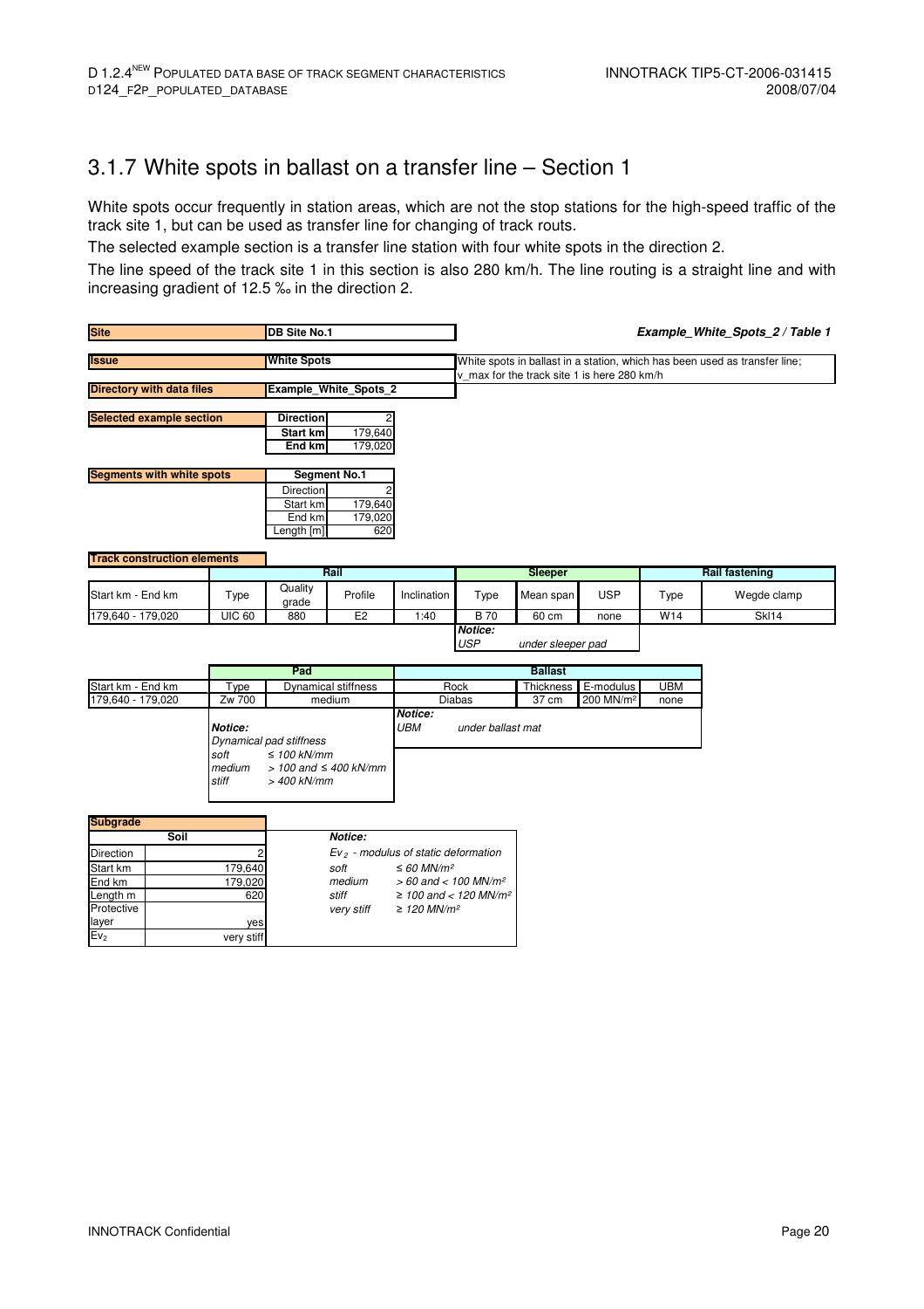## 3.1.7 White spots in ballast on a transfer line – Section 1

White spots occur frequently in station areas, which are not the stop stations for the high-speed traffic of the track site 1, but can be used as transfer line for changing of track routs.

The selected example section is a transfer line station with four white spots in the direction 2.

The line speed of the track site 1 in this section is also 280 km/h. The line routing is a straight line and with increasing gradient of 12.5 ‰ in the direction 2.

***Example_White_Spots_2 / Table 1***

| | |
|---|---|
| **Site** | **DB Site No.1** |
| **Issue** | **White Spots** — White spots in ballast in a station, which has been used as transfer line; v_max for the track site 1 is here 280 km/h |
| **Directory with data files** | **Example_White_Spots_2** |

| **Selected example section** | |
|---|---|
| **Direction** | 2 |
| **Start km** | 179,640 |
| **End km** | 179,020 |

| **Segments with white spots** | **Segment No.1** |
|---|---|
| Direction | 2 |
| Start km | 179,640 |
| End km | 179,020 |
| Length [m] | 620 |

**Track construction elements**

| | Rail | | | | Sleeper | | | Rail fastening | |
|---|---|---|---|---|---|---|---|---|---|
| Start km - End km | Type | Quality grade | Profile | Inclination | Type | Mean span | USP | Type | Wegde clamp |
| 179,640 - 179,020 | UIC 60 | 880 | E2 | 1:40 | B 70 | 60 cm | none | W14 | Skl14 |

*Notice:*
*USP under sleeper pad*

| | Pad | | Ballast | | | |
|---|---|---|---|---|---|---|
| Start km - End km | Type | Dynamical stiffness | Rock | Thickness | E-modulus | UBM |
| 179,640 - 179,020 | Zw 700 | medium | Diabas | 37 cm | 200 MN/m² | none |

***Notice:***
*Dynamical pad stiffness*
*soft ≤ 100 kN/mm*
*medium > 100 and ≤ 400 kN/mm*
*stiff > 400 kN/mm*

***Notice:***
*UBM under ballast mat*

**Subgrade**

| Soil | |
|---|---|
| Direction | 2 |
| Start km | 179,640 |
| End km | 179,020 |
| Length m | 620 |
| Protective layer | yes |
| $Ev_2$ | very stiff |

***Notice:***
*$Ev_2$ - modulus of static deformation*

| | |
|---|---|
| *soft* | *≤ 60 MN/m²* |
| *medium* | *> 60 and < 100 MN/m²* |
| *stiff* | *≥ 100 and < 120 MN/m²* |
| *very stiff* | *≥ 120 MN/m²* |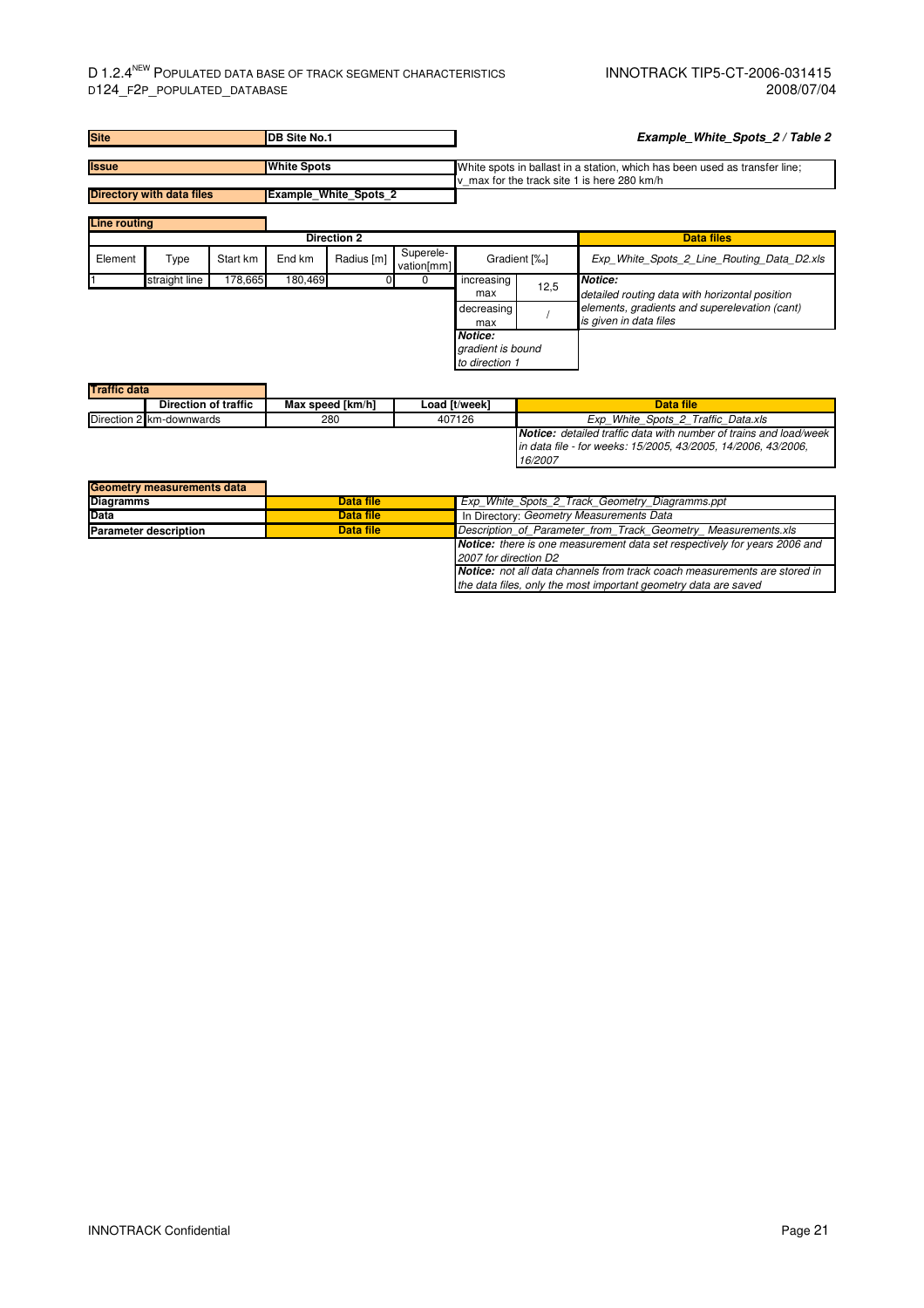| Site | DB Site No.1 |
|---|---|

***Example_White_Spots_2 / Table 2***

| Issue | White Spots | White spots in ballast in a station, which has been used as transfer line; v_max for the track site 1 is here 280 km/h |
|---|---|---|
| **Directory with data files** | **Example_White_Spots_2** | |

**Line routing**

| Direction 2 | | | | | | | | Data files |
|---|---|---|---|---|---|---|---|---|
| Element | Type | Start km | End km | Radius [m] | Superele-vation[mm] | Gradient [‰] | | *Exp_White_Spots_2_Line_Routing_Data_D2.xls* |
| 1 | straight line | 178,665 | 180,469 | 0 | 0 | increasing max | 12,5 | ***Notice:*** *detailed routing data with horizontal position elements, gradients and superelevation (cant) is given in data files* |
| | | | | | | decreasing max | / | |
| | | | | | | ***Notice:*** *gradient is bound to direction 1* | | |

**Traffic data**

| | Direction of traffic | Max speed [km/h] | Load [t/week] | Data file |
|---|---|---|---|---|
| Direction 2 | km-downwards | 280 | 407126 | *Exp_White_Spots_2_Traffic_Data.xls* |
| | | | | ***Notice:*** *detailed traffic data with number of trains and load/week in data file - for weeks: 15/2005, 43/2005, 14/2006, 43/2006, 16/2007* |

**Geometry measurements data**

| | | |
|---|---|---|
| **Diagramms** | **Data file** | *Exp_White_Spots_2_Track_Geometry_Diagramms.ppt* |
| **Data** | **Data file** | In Directory: *Geometry Measurements Data* |
| **Parameter description** | **Data file** | *Description_of_Parameter_from_Track_Geometry_ Measurements.xls* |
| | | ***Notice:*** *there is one measurement data set respectively for years 2006 and 2007 for direction D2* |
| | | ***Notice:*** *not all data channels from track coach measurements are stored in the data files, only the most important geometry data are saved* |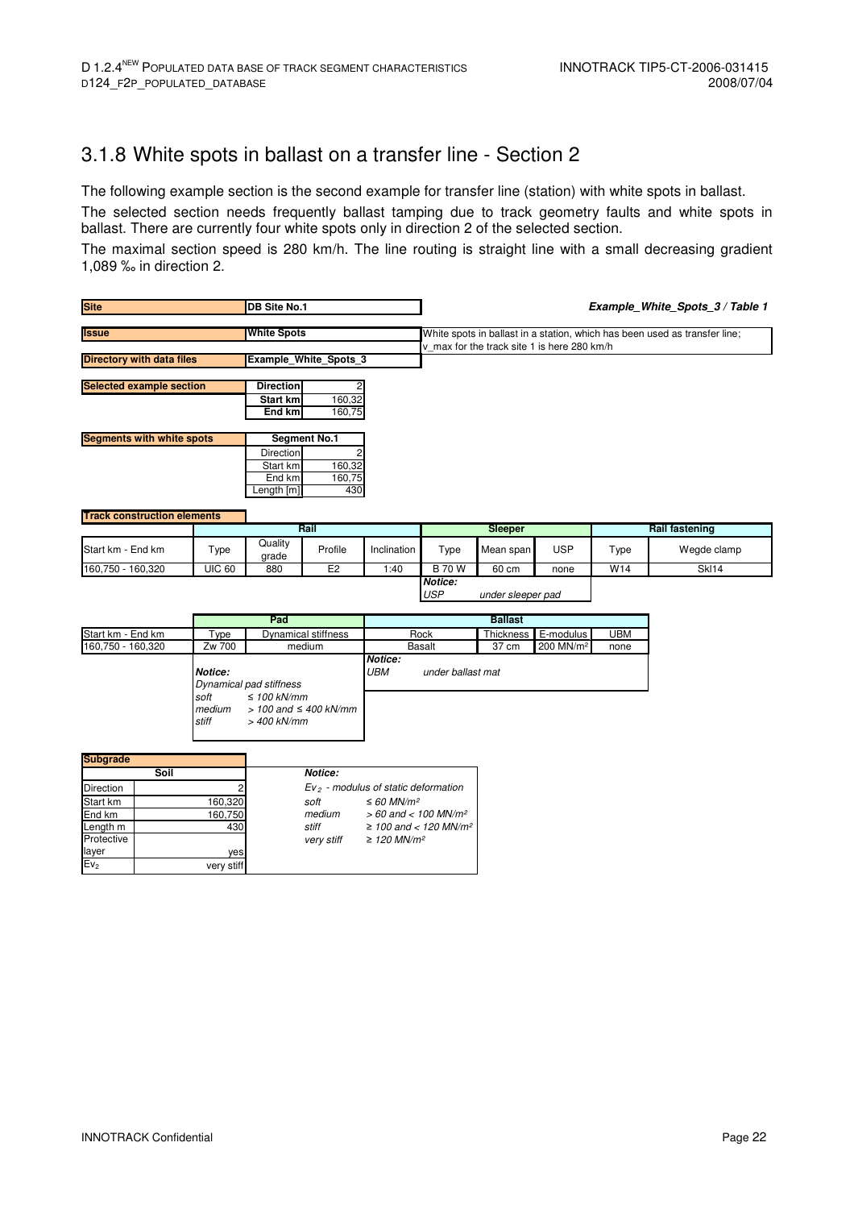## 3.1.8 White spots in ballast on a transfer line - Section 2

The following example section is the second example for transfer line (station) with white spots in ballast.

The selected section needs frequently ballast tamping due to track geometry faults and white spots in ballast. There are currently four white spots only in direction 2 of the selected section.

The maximal section speed is 280 km/h. The line routing is straight line with a small decreasing gradient 1,089 ‰ in direction 2.

***Example_White_Spots_3 / Table 1***

| | |
|---|---|
| **Site** | **DB Site No.1** |
| **Issue** | **White Spots** |
| **Directory with data files** | **Example_White_Spots_3** |

White spots in ballast in a station, which has been used as transfer line; v_max for the track site 1 is here 280 km/h

| **Selected example section** | | |
|---|---|---|
| | **Direction** | 2 |
| | **Start km** | 160,32 |
| | **End km** | 160,75 |

| **Segments with white spots** | **Segment No.1** | |
|---|---|---|
| | Direction | 2 |
| | Start km | 160,32 |
| | End km | 160,75 |
| | Length [m] | 430 |

**Track construction elements**

| | Rail | | | | Sleeper | | | Rail fastening | |
|---|---|---|---|---|---|---|---|---|---|
| Start km - End km | Type | Quality grade | Profile | Inclination | Type | Mean span | USP | Type | Wegde clamp |
| 160,750 - 160,320 | UIC 60 | 880 | E2 | 1:40 | B 70 W | 60 cm | none | W14 | Skl14 |

***Notice:***
*USP under sleeper pad*

| | Pad | | Ballast | | | |
|---|---|---|---|---|---|---|
| Start km - End km | Type | Dynamical stiffness | Rock | Thickness | E-modulus | UBM |
| 160,750 - 160,320 | Zw 700 | medium | Basalt | 37 cm | 200 MN/m² | none |

***Notice:***
*Dynamical pad stiffness*
*soft ≤ 100 kN/mm*
*medium > 100 and ≤ 400 kN/mm*
*stiff > 400 kN/mm*

***Notice:***
*UBM under ballast mat*

**Subgrade**

| Soil | |
|---|---|
| Direction | 2 |
| Start km | 160,320 |
| End km | 160,750 |
| Length m | 430 |
| Protective layer | yes |
| $Ev_2$ | very stiff |

***Notice:***
*$Ev_2$ - modulus of static deformation*
*soft ≤ 60 MN/m²*
*medium > 60 and < 100 MN/m²*
*stiff ≥ 100 and < 120 MN/m²*
*very stiff ≥ 120 MN/m²*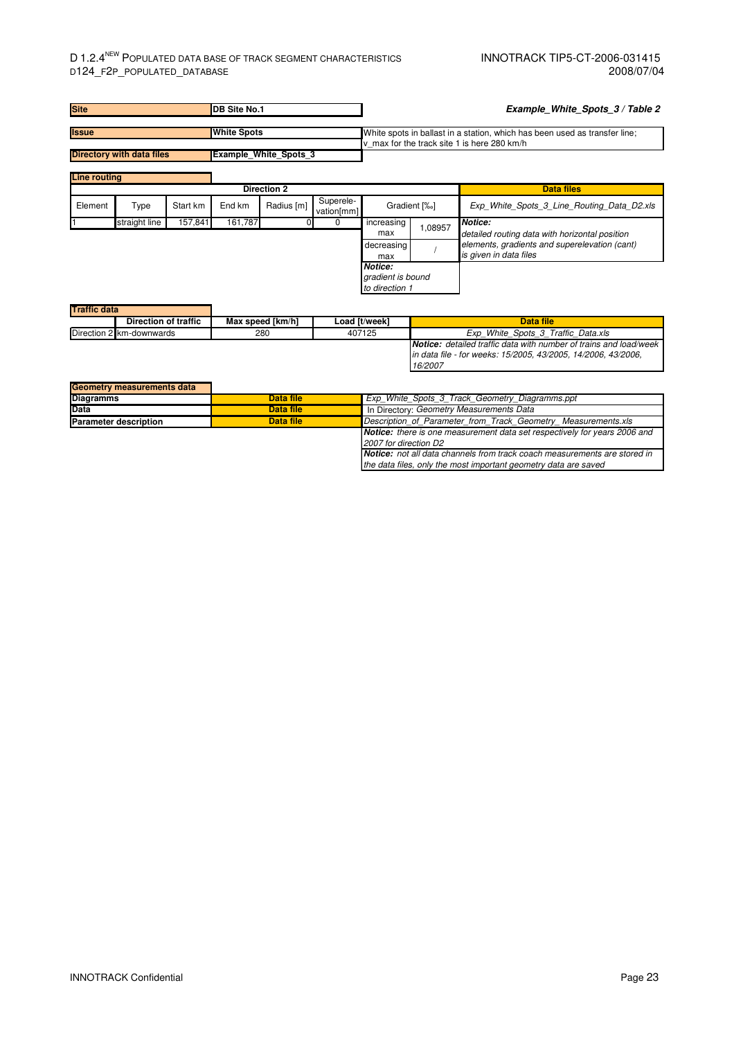| Site | DB Site No.1 |
|---|---|

***Example_White_Spots_3 / Table 2***

| Issue | White Spots | White spots in ballast in a station, which has been used as transfer line; v_max for the track site 1 is here 280 km/h |
|---|---|---|
| **Directory with data files** | **Example_White_Spots_3** | |

**Line routing**

| Direction 2 | | | | | | Gradient [‰] | | Data files |
|---|---|---|---|---|---|---|---|---|
| Element | Type | Start km | End km | Radius [m] | Superele-vation[mm] | Gradient [‰] | | *Exp_White_Spots_3_Line_Routing_Data_D2.xls* |
| 1 | straight line | 157,841 | 161,787 | 0 | 0 | increasing max | 1,08957 | ***Notice:*** *detailed routing data with horizontal position elements, gradients and superelevation (cant) is given in data files* |
| | | | | | | decreasing max | / | |
| | | | | | | ***Notice:*** *gradient is bound to direction 1* | | |

**Traffic data**

| | Direction of traffic | Max speed [km/h] | Load [t/week] | Data file |
|---|---|---|---|---|
| Direction 2 | km-downwards | 280 | 407125 | *Exp_White_Spots_3_Traffic_Data.xls* |
| | | | | ***Notice:*** *detailed traffic data with number of trains and load/week in data file - for weeks: 15/2005, 43/2005, 14/2006, 43/2006, 16/2007* |

**Geometry measurements data**

| | | |
|---|---|---|
| **Diagramms** | **Data file** | *Exp_White_Spots_3_Track_Geometry_Diagramms.ppt* |
| **Data** | **Data file** | In Directory: *Geometry Measurements Data* |
| **Parameter description** | **Data file** | *Description_of_Parameter_from_Track_Geometry_ Measurements.xls* |
| | | ***Notice:*** *there is one measurement data set respectively for years 2006 and 2007 for direction D2* |
| | | ***Notice:*** *not all data channels from track coach measurements are stored in the data files, only the most important geometry data are saved* |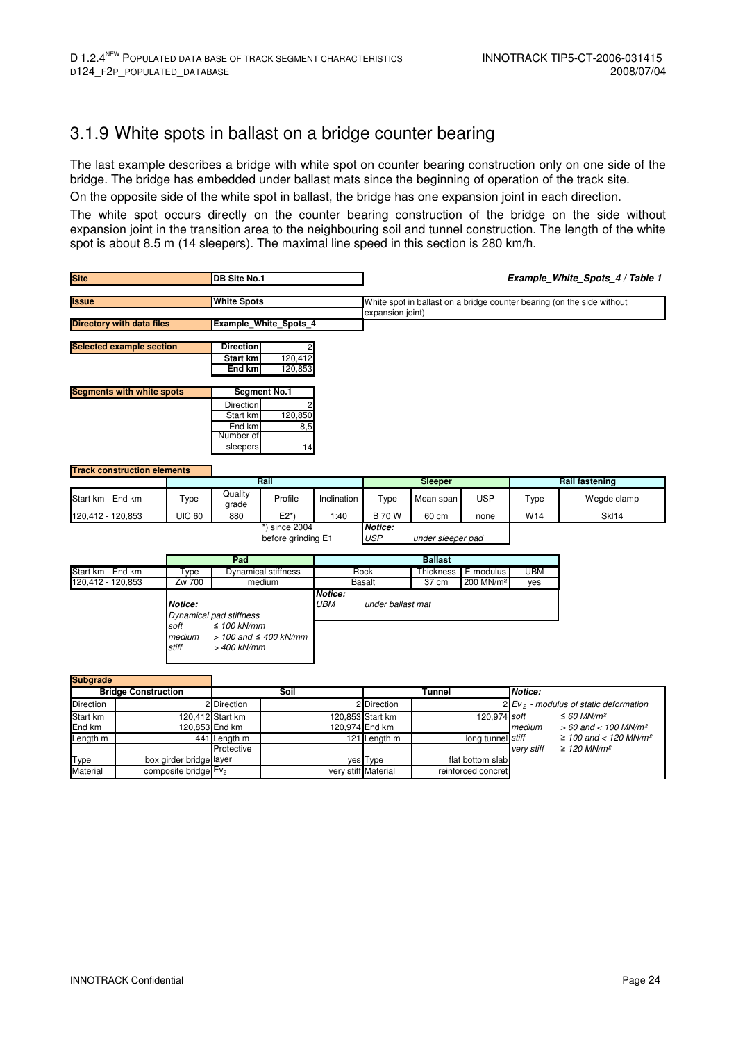## 3.1.9 White spots in ballast on a bridge counter bearing

The last example describes a bridge with white spot on counter bearing construction only on one side of the bridge. The bridge has embedded under ballast mats since the beginning of operation of the track site.

On the opposite side of the white spot in ballast, the bridge has one expansion joint in each direction.

The white spot occurs directly on the counter bearing construction of the bridge on the side without expansion joint in the transition area to the neighbouring soil and tunnel construction. The length of the white spot is about 8.5 m (14 sleepers). The maximal line speed in this section is 280 km/h.

***Example_White_Spots_4 / Table 1***

| | |
|---|---|
| **Site** | **DB Site No.1** |
| **Issue** | **White Spots** — White spot in ballast on a bridge counter bearing (on the side without expansion joint) |
| **Directory with data files** | **Example_White_Spots_4** |

| **Selected example section** | |
|---|---|
| **Direction** | 2 |
| **Start km** | 120,412 |
| **End km** | 120,853 |

| **Segments with white spots** | **Segment No.1** |
|---|---|
| Direction | 2 |
| Start km | 120,850 |
| End km | 8,5 |
| Number of sleepers | 14 |

**Track construction elements**

| | Rail | | | | Sleeper | | | Rail fastening | |
|---|---|---|---|---|---|---|---|---|---|
| Start km - End km | Type | Quality grade | Profile | Inclination | Type | Mean span | USP | Type | Wegde clamp |
| 120,412 - 120,853 | UIC 60 | 880 | E2*) | 1:40 | B 70 W | 60 cm | none | W14 | Skl14 |

*) since 2004 before grinding E1

*Notice:* *USP* *under sleeper pad*

| | Pad | | Ballast | | | |
|---|---|---|---|---|---|---|
| Start km - End km | Type | Dynamical stiffness | Rock | Thickness | E-modulus | UBM |
| 120,412 - 120,853 | Zw 700 | medium | Basalt | 37 cm | 200 MN/m² | yes |

*Notice:* *Dynamical pad stiffness*
*soft* *≤ 100 kN/mm*
*medium* *> 100 and ≤ 400 kN/mm*
*stiff* *> 400 kN/mm*

*Notice:* *UBM* *under ballast mat*

**Subgrade**

| Bridge Construction | | Soil | | Tunnel | |
|---|---|---|---|---|---|
| Direction | 2 | Direction | 2 | Direction | 2 |
| Start km | 120,412 | Start km | 120,853 | Start km | 120,974 |
| End km | 120,853 | End km | 120,974 | End km | |
| Length m | 441 | Length m | 121 | Length m | long tunnel |
| Type | box girder bridge | Protective layer | yes | Type | flat bottom slab |
| Material | composite bridge | $Ev_2$ | very stiff | Material | reinforced concret |

*Notice:*
*$Ev_2$ - modulus of static deformation*
*soft* *≤ 60 MN/m²*
*medium* *> 60 and < 100 MN/m²*
*stiff* *≥ 100 and < 120 MN/m²*
*very stiff* *≥ 120 MN/m²*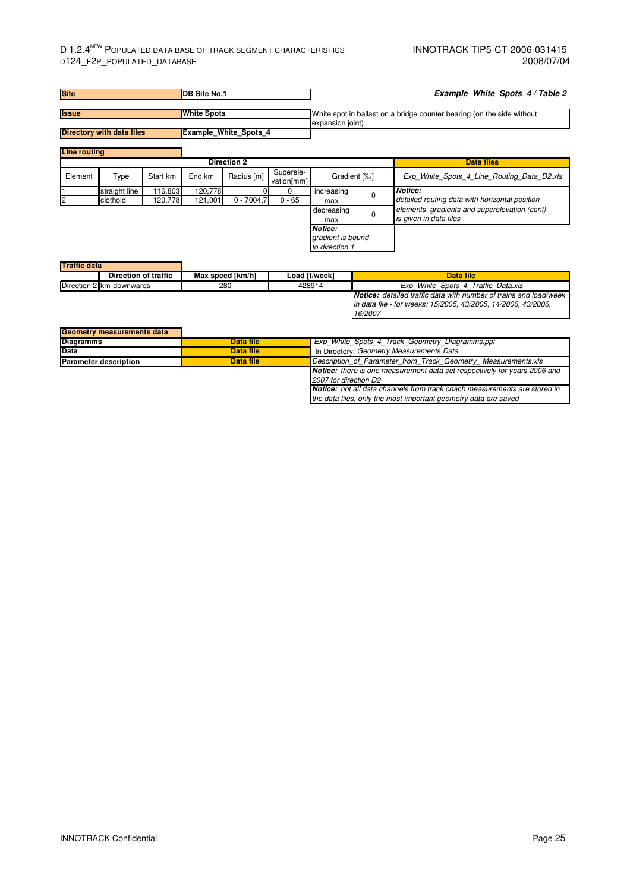| Site | DB Site No.1 | | *Example_White_Spots_4 / Table 2* |
|---|---|---|---|
| Issue | White Spots | White spot in ballast on a bridge counter bearing (on the side without expansion joint) | |
| Directory with data files | Example_White_Spots_4 | | |

**Line routing**

| Direction 2 | | | | | | | | Data files |
|---|---|---|---|---|---|---|---|---|
| Element | Type | Start km | End km | Radius [m] | Superelevation[mm] | Gradient [‰] | | *Exp_White_Spots_4_Line_Routing_Data_D2.xls* |
| 1 | straight line | 116,803 | 120,778 | 0 | 0 | increasing max | 0 | ***Notice:*** *detailed routing data with horizontal position elements, gradients and superelevation (cant) is given in data files* |
| 2 | clothoid | 120,778 | 121,001 | 0 - 7004,7 | 0 - 65 | decreasing max | 0 | |
| | | | | | | ***Notice:*** *gradient is bound to direction 1* | | |

**Traffic data**

| | Direction of traffic | Max speed [km/h] | Load [t/week] | Data file |
|---|---|---|---|---|
| Direction 2 | km-downwards | 280 | 428914 | *Exp_White_Spots_4_Traffic_Data.xls* |
| | | | | ***Notice:*** *detailed traffic data with number of trains and load/week in data file - for weeks: 15/2005, 43/2005, 14/2006, 43/2006, 16/2007* |

**Geometry measurements data**

| | | |
|---|---|---|
| **Diagramms** | **Data file** | *Exp_White_Spots_4_Track_Geometry_Diagramms.ppt* |
| **Data** | **Data file** | In Directory: *Geometry Measurements Data* |
| **Parameter description** | **Data file** | *Description_of_Parameter_from_Track_Geometry_ Measurements.xls* |
| | | ***Notice:*** *there is one measurement data set respectively for years 2006 and 2007 for direction D2* |
| | | ***Notice:*** *not all data channels from track coach measurements are stored in the data files, only the most important geometry data are saved* |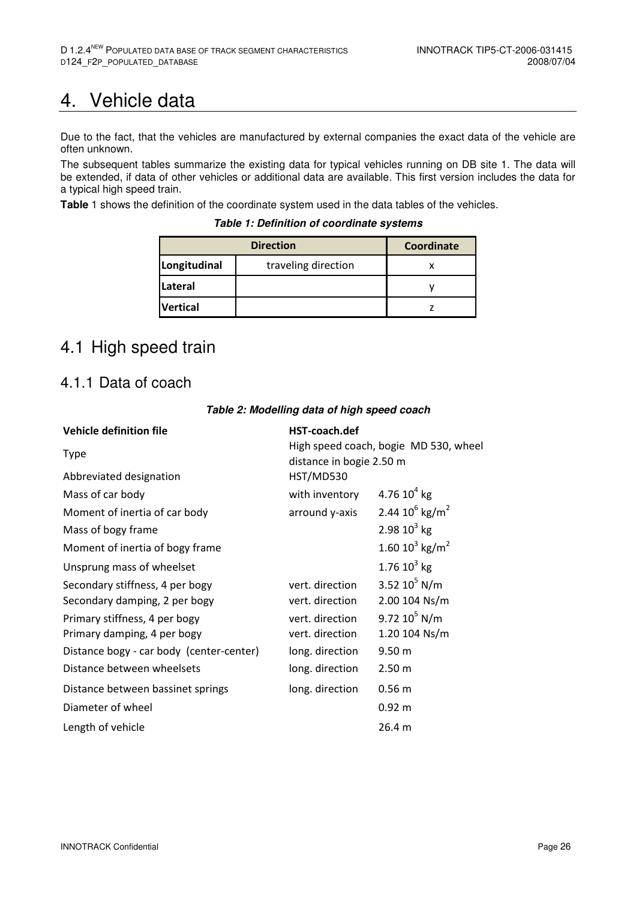# 4. Vehicle data

Due to the fact, that the vehicles are manufactured by external companies the exact data of the vehicle are often unknown.

The subsequent tables summarize the existing data for typical vehicles running on DB site 1. The data will be extended, if data of other vehicles or additional data are available. This first version includes the data for a typical high speed train.

**Table** 1 shows the definition of the coordinate system used in the data tables of the vehicles.

***Table 1: Definition of coordinate systems***

| Direction | | Coordinate |
|---|---|---|
| **Longitudinal** | traveling direction | x |
| **Lateral** | | y |
| **Vertical** | | z |

## 4.1 High speed train

### 4.1.1 Data of coach

***Table 2: Modelling data of high speed coach***

| **Vehicle definition file** | **HST-coach.def** | |
|---|---|---|
| Type | High speed coach, bogie MD 530, wheel distance in bogie 2.50 m | |
| Abbreviated designation | HST/MD530 | |
| Mass of car body | with inventory | $4.76\ 10^4$ kg |
| Moment of inertia of car body | arround y-axis | $2.44\ 10^6$ kg/m$^2$ |
| Mass of bogy frame | | $2.98\ 10^3$ kg |
| Moment of inertia of bogy frame | | $1.60\ 10^3$ kg/m$^2$ |
| Unsprung mass of wheelset | | $1.76\ 10^3$ kg |
| Secondary stiffness, 4 per bogy | vert. direction | $3.52\ 10^5$ N/m |
| Secondary damping, 2 per bogy | vert. direction | 2.00 104 Ns/m |
| Primary stiffness, 4 per bogy | vert. direction | $9.72\ 10^5$ N/m |
| Primary damping, 4 per bogy | vert. direction | 1.20 104 Ns/m |
| Distance bogy - car body (center-center) | long. direction | 9.50 m |
| Distance between wheelsets | long. direction | 2.50 m |
| Distance between bassinet springs | long. direction | 0.56 m |
| Diameter of wheel | | 0.92 m |
| Length of vehicle | | 26.4 m |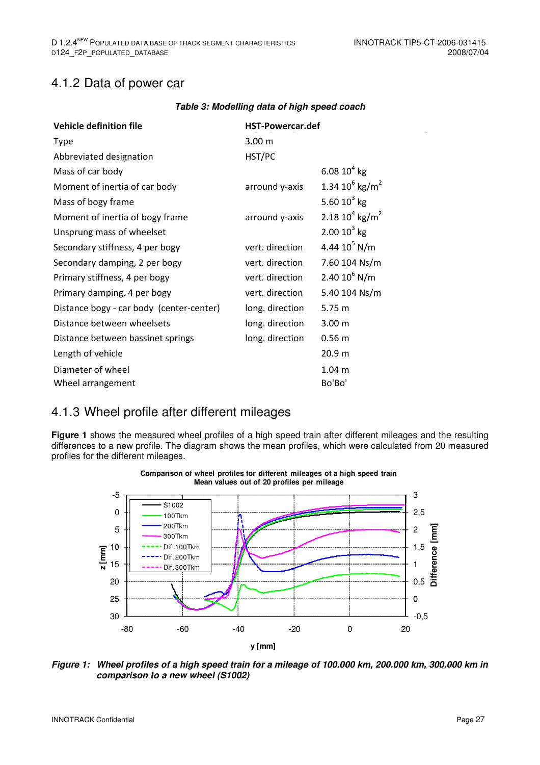## 4.1.2 Data of power car

***Table 3: Modelling data of high speed coach***

| **Vehicle definition file** | **HST-Powercar.def** | |
|---|---|---|
| Type | 3.00 m | |
| Abbreviated designation | HST/PC | |
| Mass of car body | | $6.08\ 10^4$ kg |
| Moment of inertia of car body | arround y-axis | $1.34\ 10^6$ kg/m$^2$ |
| Mass of bogy frame | | $5.60\ 10^3$ kg |
| Moment of inertia of bogy frame | arround y-axis | $2.18\ 10^4$ kg/m$^2$ |
| Unsprung mass of wheelset | | $2.00\ 10^3$ kg |
| Secondary stiffness, 4 per bogy | vert. direction | $4.44\ 10^5$ N/m |
| Secondary damping, 2 per bogy | vert. direction | 7.60 104 Ns/m |
| Primary stiffness, 4 per bogy | vert. direction | $2.40\ 10^6$ N/m |
| Primary damping, 4 per bogy | vert. direction | 5.40 104 Ns/m |
| Distance bogy - car body (center-center) | long. direction | 5.75 m |
| Distance between wheelsets | long. direction | 3.00 m |
| Distance between bassinet springs | long. direction | 0.56 m |
| Length of vehicle | | 20.9 m |
| Diameter of wheel | | 1.04 m |
| Wheel arrangement | | Bo'Bo' |

## 4.1.3 Wheel profile after different mileages

**Figure 1** shows the measured wheel profiles of a high speed train after different mileages and the resulting differences to a new profile. The diagram shows the mean profiles, which were calculated from 20 measured profiles for the different mileages.

***Figure 1: Wheel profiles of a high speed train for a mileage of 100.000 km, 200.000 km, 300.000 km in comparison to a new wheel (S1002)***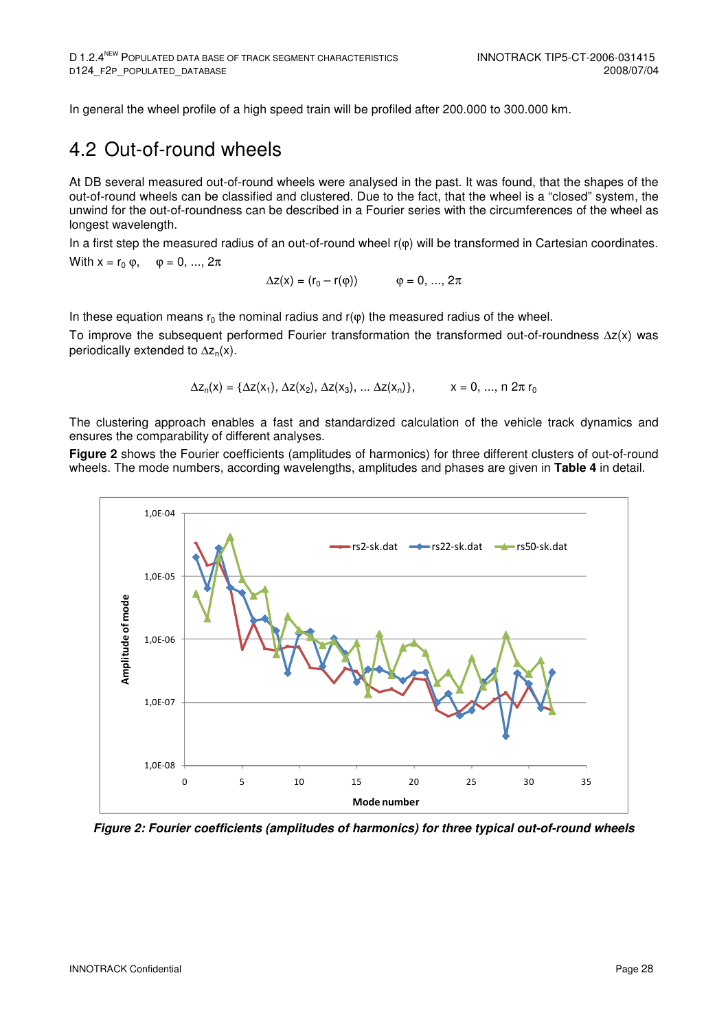In general the wheel profile of a high speed train will be profiled after 200.000 to 300.000 km.

## 4.2 Out-of-round wheels

At DB several measured out-of-round wheels were analysed in the past. It was found, that the shapes of the out-of-round wheels can be classified and clustered. Due to the fact, that the wheel is a "closed" system, the unwind for the out-of-roundness can be described in a Fourier series with the circumferences of the wheel as longest wavelength.

In a first step the measured radius of an out-of-round wheel $r(\varphi)$ will be transformed in Cartesian coordinates.

With $x = r_0\,\varphi$, $\quad \varphi = 0, ..., 2\pi$

$$\Delta z(x) = (r_0 - r(\varphi)) \qquad \varphi = 0, ..., 2\pi$$

In these equation means $r_0$ the nominal radius and $r(\varphi)$ the measured radius of the wheel.

To improve the subsequent performed Fourier transformation the transformed out-of-roundness $\Delta z(x)$ was periodically extended to $\Delta z_n(x)$.

$$\Delta z_n(x) = \{\Delta z(x_1), \Delta z(x_2), \Delta z(x_3), ... \Delta z(x_n)\}, \qquad x = 0, ..., n\,2\pi\,r_0$$

The clustering approach enables a fast and standardized calculation of the vehicle track dynamics and ensures the comparability of different analyses.

**Figure 2** shows the Fourier coefficients (amplitudes of harmonics) for three different clusters of out-of-round wheels. The mode numbers, according wavelengths, amplitudes and phases are given in **Table 4** in detail.

***Figure 2: Fourier coefficients (amplitudes of harmonics) for three typical out-of-round wheels***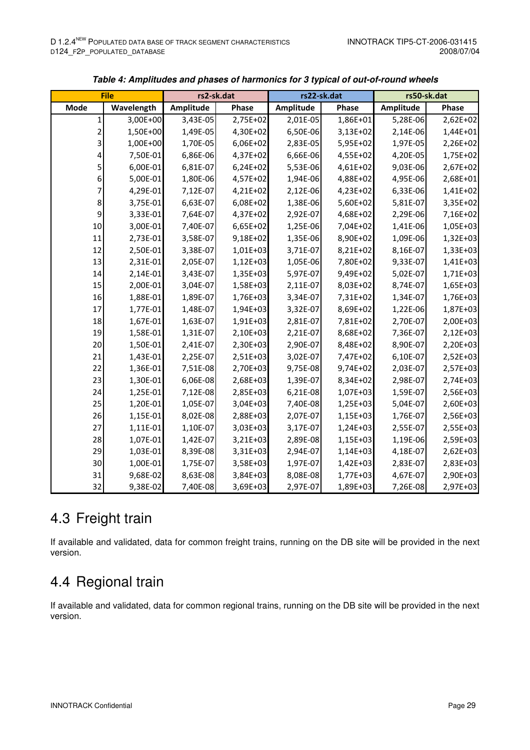***Table 4: Amplitudes and phases of harmonics for 3 typical of out-of-round wheels***

| File | | rs2-sk.dat | | rs22-sk.dat | | rs50-sk.dat | |
|---|---|---|---|---|---|---|---|
| Mode | Wavelength | Amplitude | Phase | Amplitude | Phase | Amplitude | Phase |
| 1 | 3,00E+00 | 3,43E-05 | 2,75E+02 | 2,01E-05 | 1,86E+01 | 5,28E-06 | 2,62E+02 |
| 2 | 1,50E+00 | 1,49E-05 | 4,30E+02 | 6,50E-06 | 3,13E+02 | 2,14E-06 | 1,44E+01 |
| 3 | 1,00E+00 | 1,70E-05 | 6,06E+02 | 2,83E-05 | 5,95E+02 | 1,97E-05 | 2,26E+02 |
| 4 | 7,50E-01 | 6,86E-06 | 4,37E+02 | 6,66E-06 | 4,55E+02 | 4,20E-05 | 1,75E+02 |
| 5 | 6,00E-01 | 6,81E-07 | 6,24E+02 | 5,53E-06 | 4,61E+02 | 9,03E-06 | 2,67E+02 |
| 6 | 5,00E-01 | 1,80E-06 | 4,57E+02 | 1,94E-06 | 4,88E+02 | 4,95E-06 | 2,68E+01 |
| 7 | 4,29E-01 | 7,12E-07 | 4,21E+02 | 2,12E-06 | 4,23E+02 | 6,33E-06 | 1,41E+02 |
| 8 | 3,75E-01 | 6,63E-07 | 6,08E+02 | 1,38E-06 | 5,60E+02 | 5,81E-07 | 3,35E+02 |
| 9 | 3,33E-01 | 7,64E-07 | 4,37E+02 | 2,92E-07 | 4,68E+02 | 2,29E-06 | 7,16E+02 |
| 10 | 3,00E-01 | 7,40E-07 | 6,65E+02 | 1,25E-06 | 7,04E+02 | 1,41E-06 | 1,05E+03 |
| 11 | 2,73E-01 | 3,58E-07 | 9,18E+02 | 1,35E-06 | 8,90E+02 | 1,09E-06 | 1,32E+03 |
| 12 | 2,50E-01 | 3,38E-07 | 1,01E+03 | 3,71E-07 | 8,21E+02 | 8,16E-07 | 1,33E+03 |
| 13 | 2,31E-01 | 2,05E-07 | 1,12E+03 | 1,05E-06 | 7,80E+02 | 9,33E-07 | 1,41E+03 |
| 14 | 2,14E-01 | 3,43E-07 | 1,35E+03 | 5,97E-07 | 9,49E+02 | 5,02E-07 | 1,71E+03 |
| 15 | 2,00E-01 | 3,04E-07 | 1,58E+03 | 2,11E-07 | 8,03E+02 | 8,74E-07 | 1,65E+03 |
| 16 | 1,88E-01 | 1,89E-07 | 1,76E+03 | 3,34E-07 | 7,31E+02 | 1,34E-07 | 1,76E+03 |
| 17 | 1,77E-01 | 1,48E-07 | 1,94E+03 | 3,32E-07 | 8,69E+02 | 1,22E-06 | 1,87E+03 |
| 18 | 1,67E-01 | 1,63E-07 | 1,91E+03 | 2,81E-07 | 7,81E+02 | 2,70E-07 | 2,00E+03 |
| 19 | 1,58E-01 | 1,31E-07 | 2,10E+03 | 2,21E-07 | 8,68E+02 | 7,36E-07 | 2,12E+03 |
| 20 | 1,50E-01 | 2,41E-07 | 2,30E+03 | 2,90E-07 | 8,48E+02 | 8,90E-07 | 2,20E+03 |
| 21 | 1,43E-01 | 2,25E-07 | 2,51E+03 | 3,02E-07 | 7,47E+02 | 6,10E-07 | 2,52E+03 |
| 22 | 1,36E-01 | 7,51E-08 | 2,70E+03 | 9,75E-08 | 9,74E+02 | 2,03E-07 | 2,57E+03 |
| 23 | 1,30E-01 | 6,06E-08 | 2,68E+03 | 1,39E-07 | 8,34E+02 | 2,98E-07 | 2,74E+03 |
| 24 | 1,25E-01 | 7,12E-08 | 2,85E+03 | 6,21E-08 | 1,07E+03 | 1,59E-07 | 2,56E+03 |
| 25 | 1,20E-01 | 1,05E-07 | 3,04E+03 | 7,40E-08 | 1,25E+03 | 5,04E-07 | 2,60E+03 |
| 26 | 1,15E-01 | 8,02E-08 | 2,88E+03 | 2,07E-07 | 1,15E+03 | 1,76E-07 | 2,56E+03 |
| 27 | 1,11E-01 | 1,10E-07 | 3,03E+03 | 3,17E-07 | 1,24E+03 | 2,55E-07 | 2,55E+03 |
| 28 | 1,07E-01 | 1,42E-07 | 3,21E+03 | 2,89E-08 | 1,15E+03 | 1,19E-06 | 2,59E+03 |
| 29 | 1,03E-01 | 8,39E-08 | 3,31E+03 | 2,94E-07 | 1,14E+03 | 4,18E-07 | 2,62E+03 |
| 30 | 1,00E-01 | 1,75E-07 | 3,58E+03 | 1,97E-07 | 1,42E+03 | 2,83E-07 | 2,83E+03 |
| 31 | 9,68E-02 | 8,63E-08 | 3,84E+03 | 8,08E-08 | 1,77E+03 | 4,67E-07 | 2,90E+03 |
| 32 | 9,38E-02 | 7,40E-08 | 3,69E+03 | 2,97E-07 | 1,89E+03 | 7,26E-08 | 2,97E+03 |

## 4.3 Freight train

If available and validated, data for common freight trains, running on the DB site will be provided in the next version.

## 4.4 Regional train

If available and validated, data for common regional trains, running on the DB site will be provided in the next version.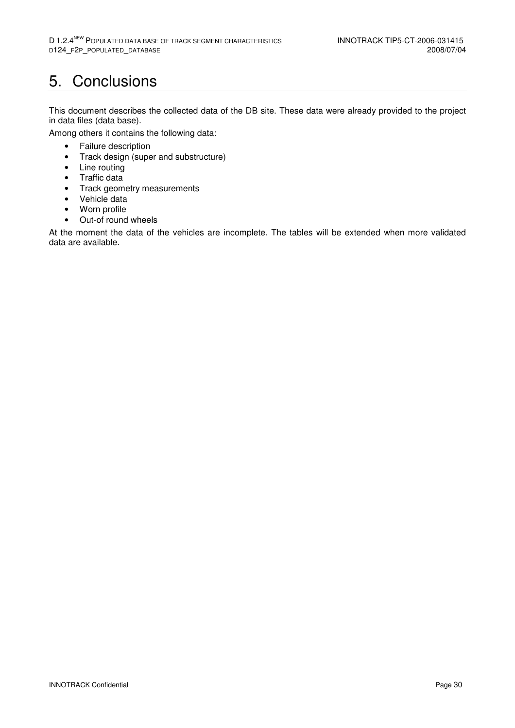# 5. Conclusions

This document describes the collected data of the DB site. These data were already provided to the project in data files (data base).

Among others it contains the following data:

- Failure description
- Track design (super and substructure)
- Line routing
- Traffic data
- Track geometry measurements
- Vehicle data
- Worn profile
- Out-of round wheels

At the moment the data of the vehicles are incomplete. The tables will be extended when more validated data are available.